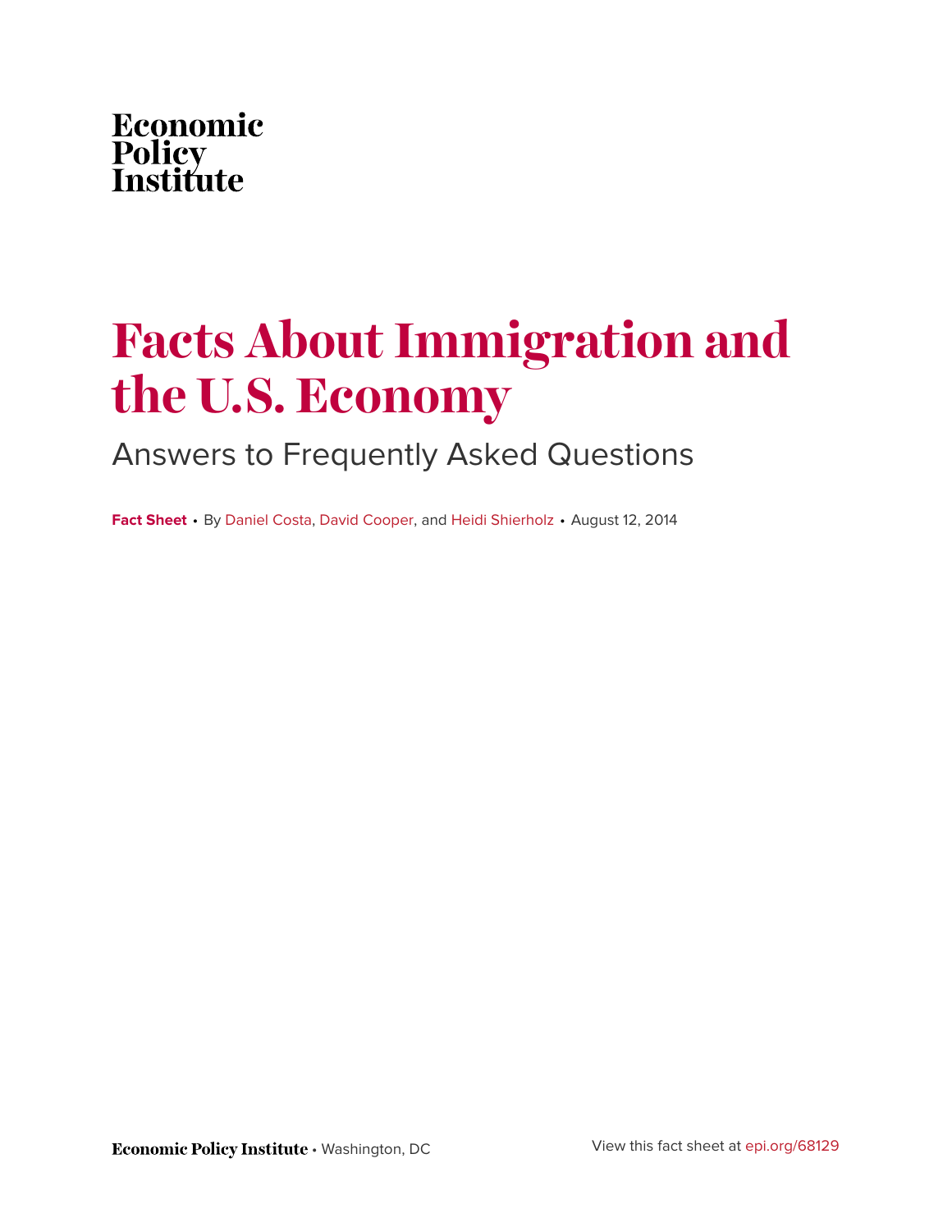Economic Policy Institute

# Facts About Immigration and the U.S. Economy

## Answers to Frequently Asked Questions

**Fact Sheet** • By Daniel Costa, David Cooper, and Heidi Shierholz • August 12, 2014

**Economic Policy Institute** • Washington, DC

View this fact sheet at epi.org/68129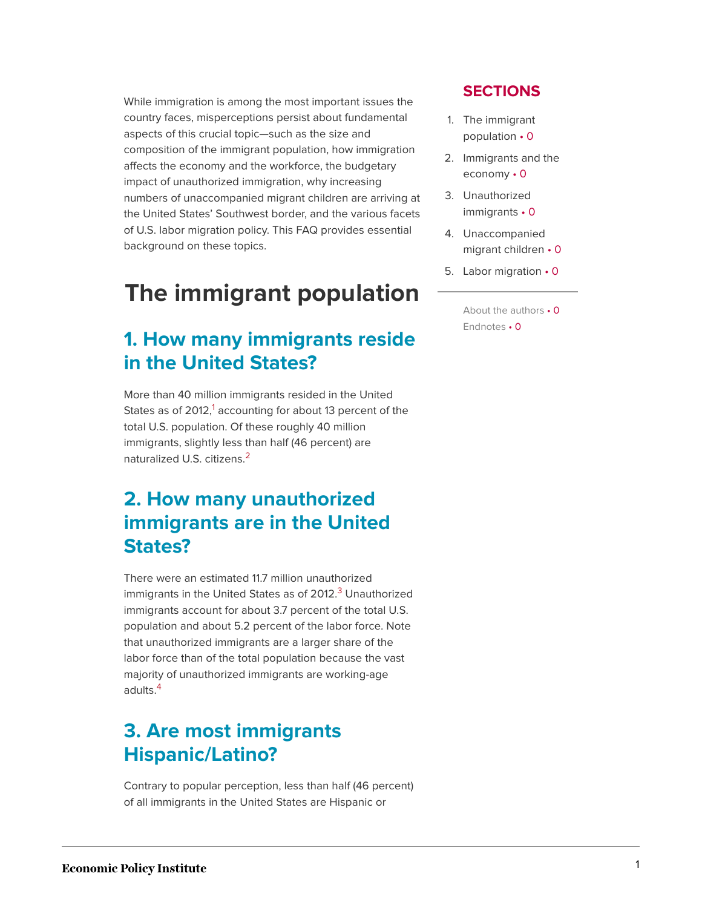While immigration is among the most important issues the country faces, misperceptions persist about fundamental aspects of this crucial topic—such as the size and composition of the immigrant population, how immigration affects the economy and the workforce, the budgetary impact of unauthorized immigration, why increasing numbers of unaccompanied migrant children are arriving at the United States' Southwest border, and the various facets of U.S. labor migration policy. This FAQ provides essential background on these topics.

**SECTIONS**

1. The immigrant population • 0
2. Immigrants and the economy • 0
3. Unauthorized immigrants • 0
4. Unaccompanied migrant children • 0
5. Labor migration • 0

About the authors • 0
Endnotes • 0

# The immigrant population

## 1. How many immigrants reside in the United States?

More than 40 million immigrants resided in the United States as of 2012,[1] accounting for about 13 percent of the total U.S. population. Of these roughly 40 million immigrants, slightly less than half (46 percent) are naturalized U.S. citizens.[2]

## 2. How many unauthorized immigrants are in the United States?

There were an estimated 11.7 million unauthorized immigrants in the United States as of 2012.[3] Unauthorized immigrants account for about 3.7 percent of the total U.S. population and about 5.2 percent of the labor force. Note that unauthorized immigrants are a larger share of the labor force than of the total population because the vast majority of unauthorized immigrants are working-age adults.[4]

## 3. Are most immigrants Hispanic/Latino?

Contrary to popular perception, less than half (46 percent) of all immigrants in the United States are Hispanic or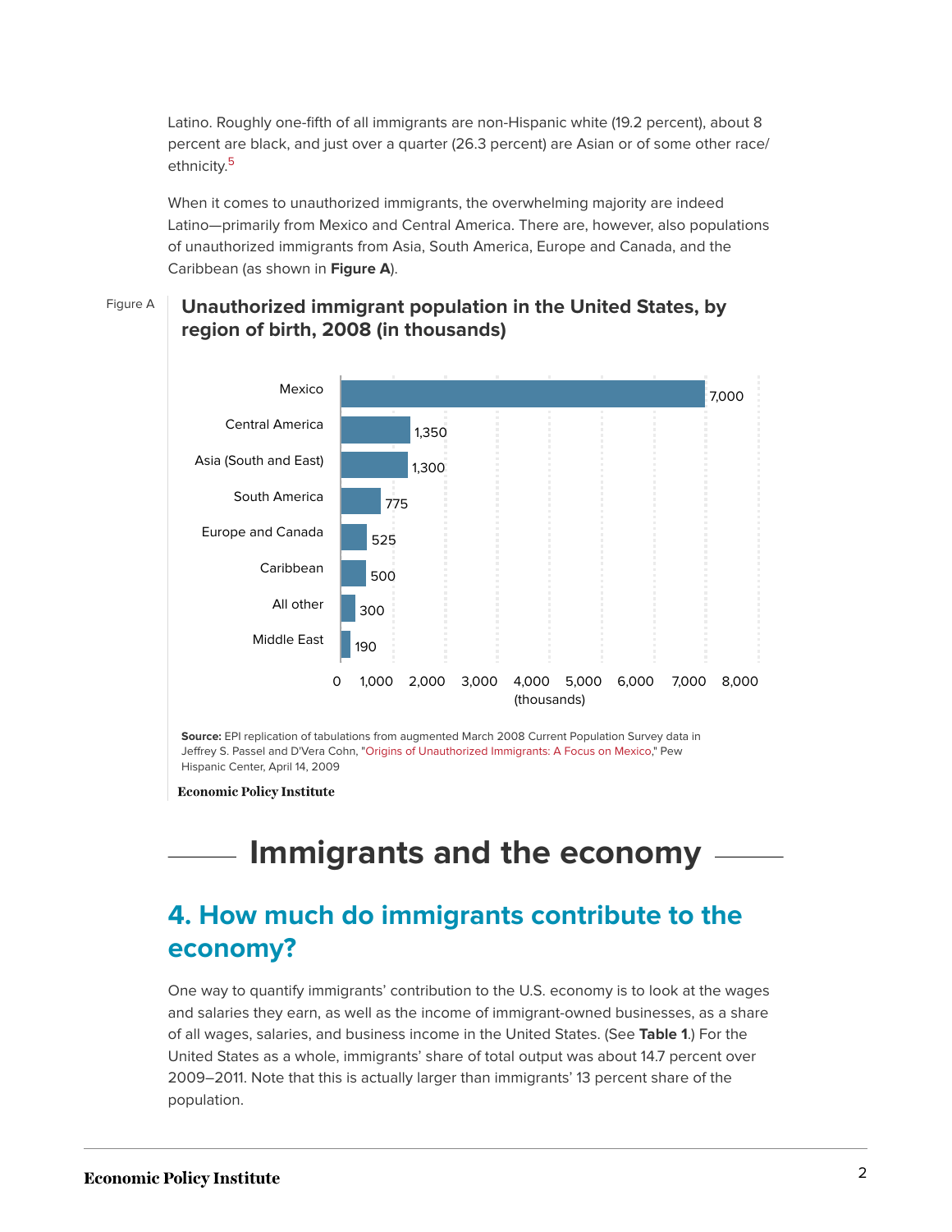Latino. Roughly one-fifth of all immigrants are non-Hispanic white (19.2 percent), about 8 percent are black, and just over a quarter (26.3 percent) are Asian or of some other race/ethnicity.[5]

When it comes to unauthorized immigrants, the overwhelming majority are indeed Latino—primarily from Mexico and Central America. There are, however, also populations of unauthorized immigrants from Asia, South America, Europe and Canada, and the Caribbean (as shown in **Figure A**).

Figure A

**Unauthorized immigrant population in the United States, by region of birth, 2008 (in thousands)**

| Region | Population (thousands) |
|---|---|
| Mexico | 7,000 |
| Central America | 1,350 |
| Asia (South and East) | 1,300 |
| South America | 775 |
| Europe and Canada | 525 |
| Caribbean | 500 |
| All other | 300 |
| Middle East | 190 |

**Source:** EPI replication of tabulations from augmented March 2008 Current Population Survey data in Jeffrey S. Passel and D'Vera Cohn, "Origins of Unauthorized Immigrants: A Focus on Mexico," Pew Hispanic Center, April 14, 2009

**Economic Policy Institute**

# Immigrants and the economy

## 4. How much do immigrants contribute to the economy?

One way to quantify immigrants' contribution to the U.S. economy is to look at the wages and salaries they earn, as well as the income of immigrant-owned businesses, as a share of all wages, salaries, and business income in the United States. (See **Table 1**.) For the United States as a whole, immigrants' share of total output was about 14.7 percent over 2009–2011. Note that this is actually larger than immigrants' 13 percent share of the population.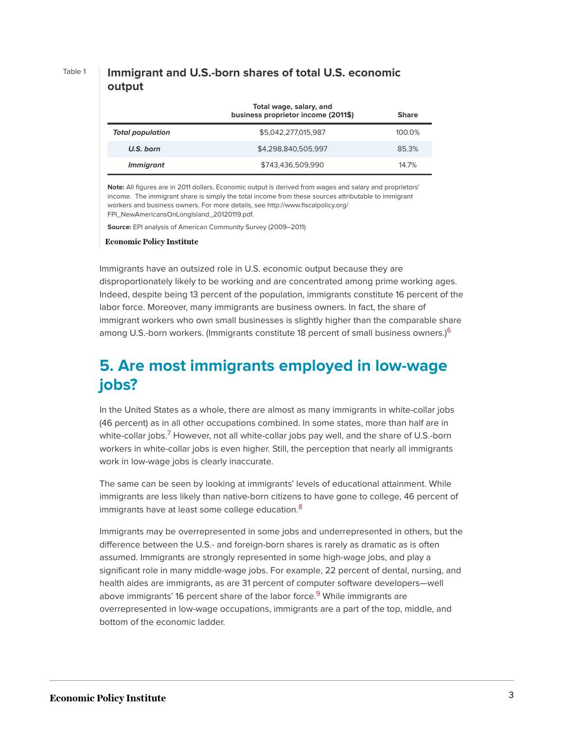Table 1

**Immigrant and U.S.-born shares of total U.S. economic output**

| | Total wage, salary, and business proprietor income (2011$) | Share |
|---|---|---|
| ***Total population*** | $5,042,277,015,987 | 100.0% |
| ***U.S. born*** | $4,298,840,505,997 | 85.3% |
| ***Immigrant*** | $743,436,509,990 | 14.7% |

**Note:** All figures are in 2011 dollars. Economic output is derived from wages and salary and proprietors' income. The immigrant share is simply the total income from these sources attributable to immigrant workers and business owners. For more details, see http://www.fiscalpolicy.org/FPI_NewAmericansOnLongIsland_20120119.pdf.

**Source:** EPI analysis of American Community Survey (2009–2011)

Economic Policy Institute

Immigrants have an outsized role in U.S. economic output because they are disproportionately likely to be working and are concentrated among prime working ages. Indeed, despite being 13 percent of the population, immigrants constitute 16 percent of the labor force. Moreover, many immigrants are business owners. In fact, the share of immigrant workers who own small businesses is slightly higher than the comparable share among U.S.-born workers. (Immigrants constitute 18 percent of small business owners.)[6]

## 5. Are most immigrants employed in low-wage jobs?

In the United States as a whole, there are almost as many immigrants in white-collar jobs (46 percent) as in all other occupations combined. In some states, more than half are in white-collar jobs.[7] However, not all white-collar jobs pay well, and the share of U.S.-born workers in white-collar jobs is even higher. Still, the perception that nearly all immigrants work in low-wage jobs is clearly inaccurate.

The same can be seen by looking at immigrants' levels of educational attainment. While immigrants are less likely than native-born citizens to have gone to college, 46 percent of immigrants have at least some college education.[8]

Immigrants may be overrepresented in some jobs and underrepresented in others, but the difference between the U.S.- and foreign-born shares is rarely as dramatic as is often assumed. Immigrants are strongly represented in some high-wage jobs, and play a significant role in many middle-wage jobs. For example, 22 percent of dental, nursing, and health aides are immigrants, as are 31 percent of computer software developers—well above immigrants' 16 percent share of the labor force.[9] While immigrants are overrepresented in low-wage occupations, immigrants are a part of the top, middle, and bottom of the economic ladder.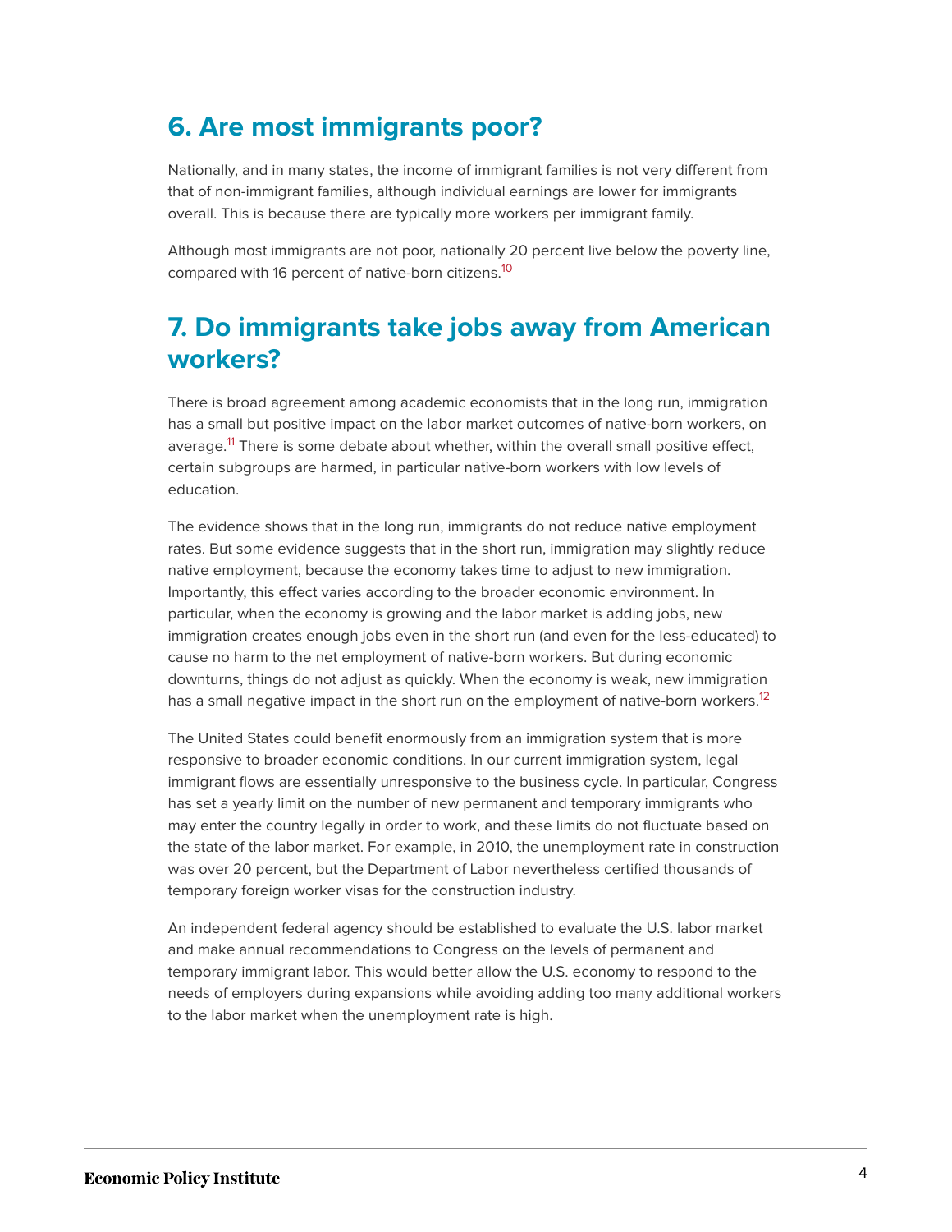## 6. Are most immigrants poor?

Nationally, and in many states, the income of immigrant families is not very different from that of non-immigrant families, although individual earnings are lower for immigrants overall. This is because there are typically more workers per immigrant family.

Although most immigrants are not poor, nationally 20 percent live below the poverty line, compared with 16 percent of native-born citizens.[10]

## 7. Do immigrants take jobs away from American workers?

There is broad agreement among academic economists that in the long run, immigration has a small but positive impact on the labor market outcomes of native-born workers, on average.[11] There is some debate about whether, within the overall small positive effect, certain subgroups are harmed, in particular native-born workers with low levels of education.

The evidence shows that in the long run, immigrants do not reduce native employment rates. But some evidence suggests that in the short run, immigration may slightly reduce native employment, because the economy takes time to adjust to new immigration. Importantly, this effect varies according to the broader economic environment. In particular, when the economy is growing and the labor market is adding jobs, new immigration creates enough jobs even in the short run (and even for the less-educated) to cause no harm to the net employment of native-born workers. But during economic downturns, things do not adjust as quickly. When the economy is weak, new immigration has a small negative impact in the short run on the employment of native-born workers.[12]

The United States could benefit enormously from an immigration system that is more responsive to broader economic conditions. In our current immigration system, legal immigrant flows are essentially unresponsive to the business cycle. In particular, Congress has set a yearly limit on the number of new permanent and temporary immigrants who may enter the country legally in order to work, and these limits do not fluctuate based on the state of the labor market. For example, in 2010, the unemployment rate in construction was over 20 percent, but the Department of Labor nevertheless certified thousands of temporary foreign worker visas for the construction industry.

An independent federal agency should be established to evaluate the U.S. labor market and make annual recommendations to Congress on the levels of permanent and temporary immigrant labor. This would better allow the U.S. economy to respond to the needs of employers during expansions while avoiding adding too many additional workers to the labor market when the unemployment rate is high.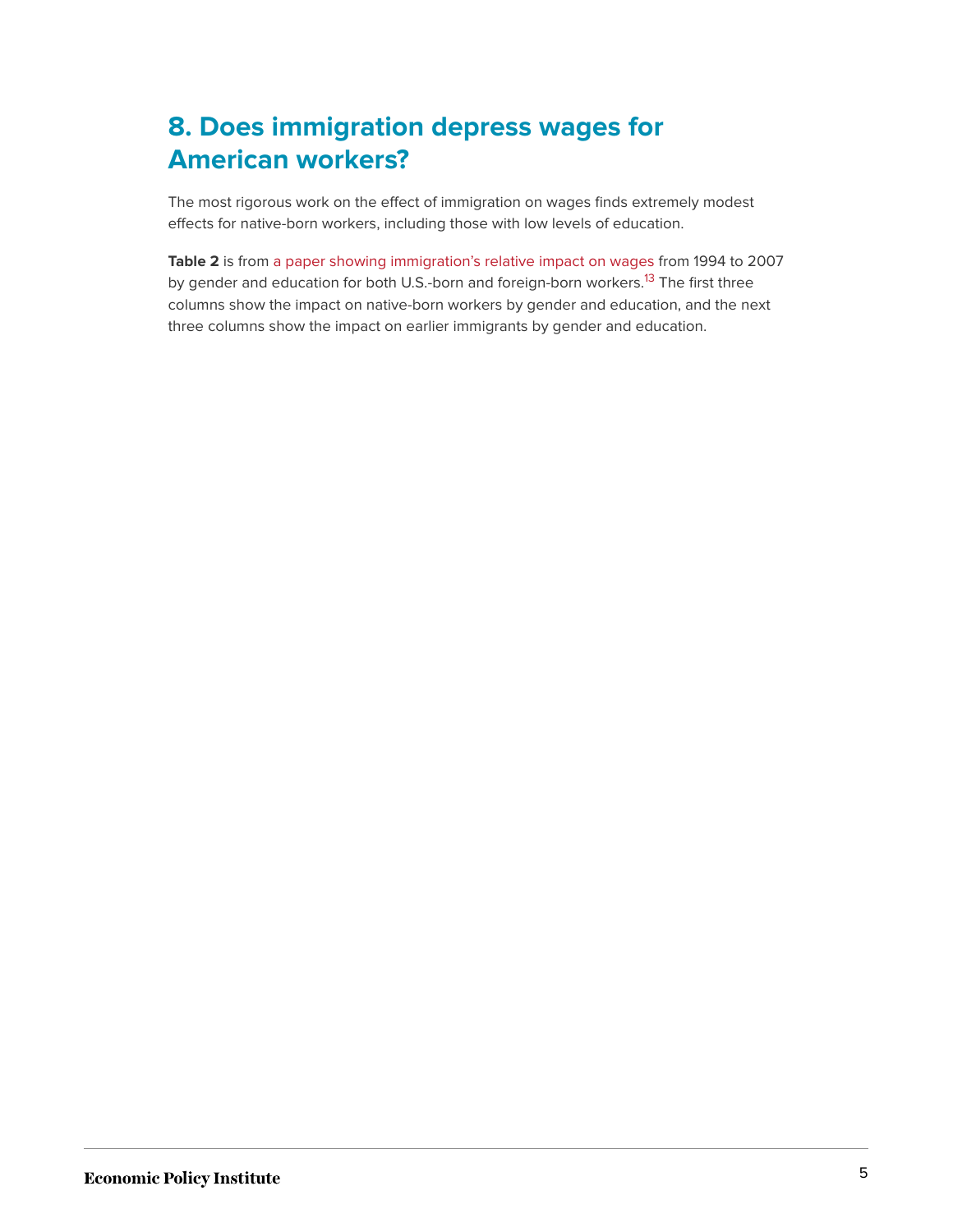## 8. Does immigration depress wages for American workers?

The most rigorous work on the effect of immigration on wages finds extremely modest effects for native-born workers, including those with low levels of education.

**Table 2** is from a paper showing immigration's relative impact on wages from 1994 to 2007 by gender and education for both U.S.-born and foreign-born workers.[13] The first three columns show the impact on native-born workers by gender and education, and the next three columns show the impact on earlier immigrants by gender and education.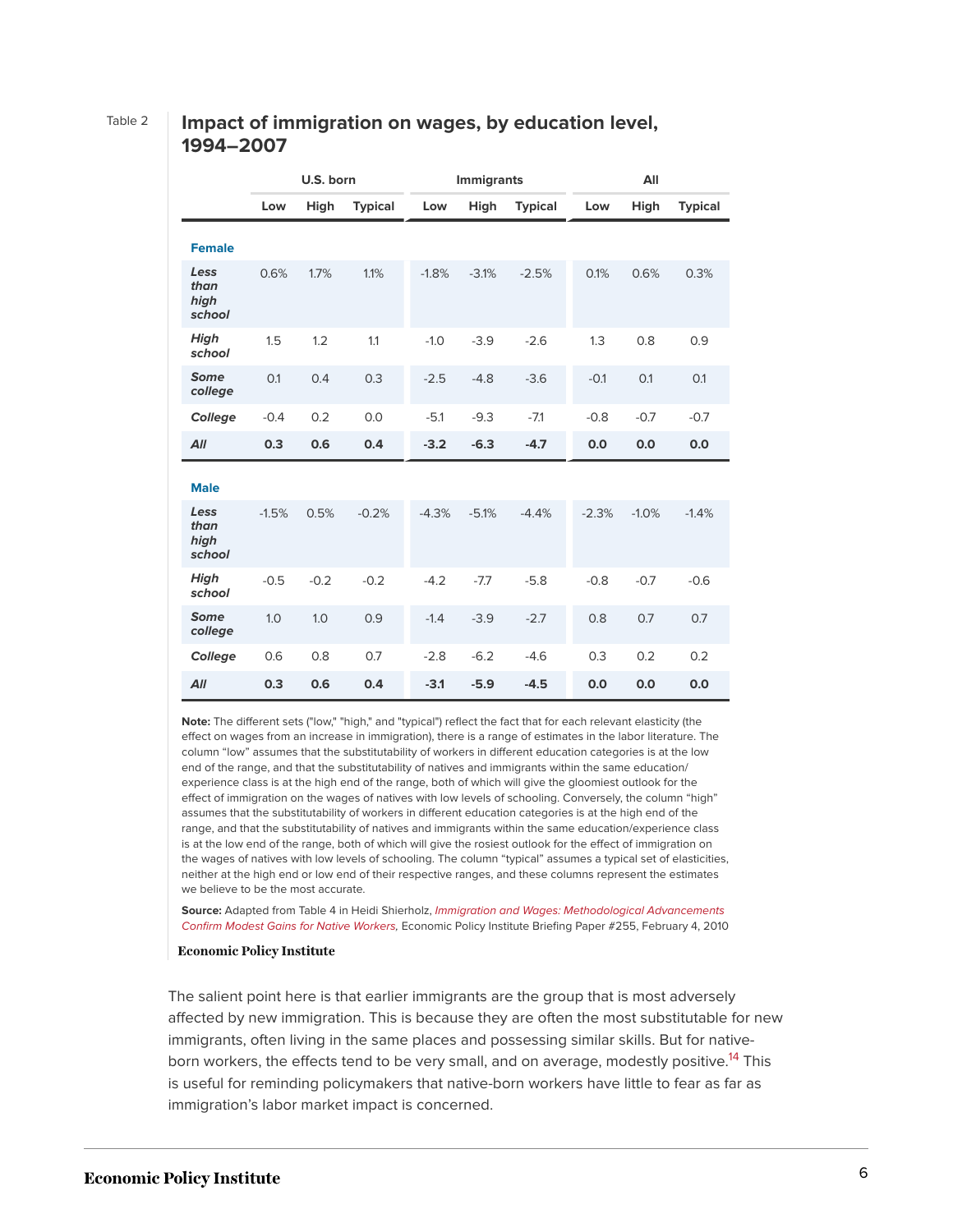Table 2

## Impact of immigration on wages, by education level, 1994–2007

| | U.S. born | | | Immigrants | | | All | | |
|---|---|---|---|---|---|---|---|---|---|
| | Low | High | Typical | Low | High | Typical | Low | High | Typical |
| **Female** | | | | | | | | | |
| ***Less than high school*** | 0.6% | 1.7% | 1.1% | -1.8% | -3.1% | -2.5% | 0.1% | 0.6% | 0.3% |
| ***High school*** | 1.5 | 1.2 | 1.1 | -1.0 | -3.9 | -2.6 | 1.3 | 0.8 | 0.9 |
| ***Some college*** | 0.1 | 0.4 | 0.3 | -2.5 | -4.8 | -3.6 | -0.1 | 0.1 | 0.1 |
| ***College*** | -0.4 | 0.2 | 0.0 | -5.1 | -9.3 | -7.1 | -0.8 | -0.7 | -0.7 |
| ***All*** | **0.3** | **0.6** | **0.4** | **-3.2** | **-6.3** | **-4.7** | **0.0** | **0.0** | **0.0** |
| **Male** | | | | | | | | | |
| ***Less than high school*** | -1.5% | 0.5% | -0.2% | -4.3% | -5.1% | -4.4% | -2.3% | -1.0% | -1.4% |
| ***High school*** | -0.5 | -0.2 | -0.2 | -4.2 | -7.7 | -5.8 | -0.8 | -0.7 | -0.6 |
| ***Some college*** | 1.0 | 1.0 | 0.9 | -1.4 | -3.9 | -2.7 | 0.8 | 0.7 | 0.7 |
| ***College*** | 0.6 | 0.8 | 0.7 | -2.8 | -6.2 | -4.6 | 0.3 | 0.2 | 0.2 |
| ***All*** | **0.3** | **0.6** | **0.4** | **-3.1** | **-5.9** | **-4.5** | **0.0** | **0.0** | **0.0** |

**Note:** The different sets ("low," "high," and "typical") reflect the fact that for each relevant elasticity (the effect on wages from an increase in immigration), there is a range of estimates in the labor literature. The column "low" assumes that the substitutability of workers in different education categories is at the low end of the range, and that the substitutability of natives and immigrants within the same education/experience class is at the high end of the range, both of which will give the gloomiest outlook for the effect of immigration on the wages of natives with low levels of schooling. Conversely, the column "high" assumes that the substitutability of workers in different education categories is at the high end of the range, and that the substitutability of natives and immigrants within the same education/experience class is at the low end of the range, both of which will give the rosiest outlook for the effect of immigration on the wages of natives with low levels of schooling. The column "typical" assumes a typical set of elasticities, neither at the high end or low end of their respective ranges, and these columns represent the estimates we believe to be the most accurate.

**Source:** Adapted from Table 4 in Heidi Shierholz, *Immigration and Wages: Methodological Advancements Confirm Modest Gains for Native Workers,* Economic Policy Institute Briefing Paper #255, February 4, 2010

**Economic Policy Institute**

The salient point here is that earlier immigrants are the group that is most adversely affected by new immigration. This is because they are often the most substitutable for new immigrants, often living in the same places and possessing similar skills. But for native-born workers, the effects tend to be very small, and on average, modestly positive.[14] This is useful for reminding policymakers that native-born workers have little to fear as far as immigration's labor market impact is concerned.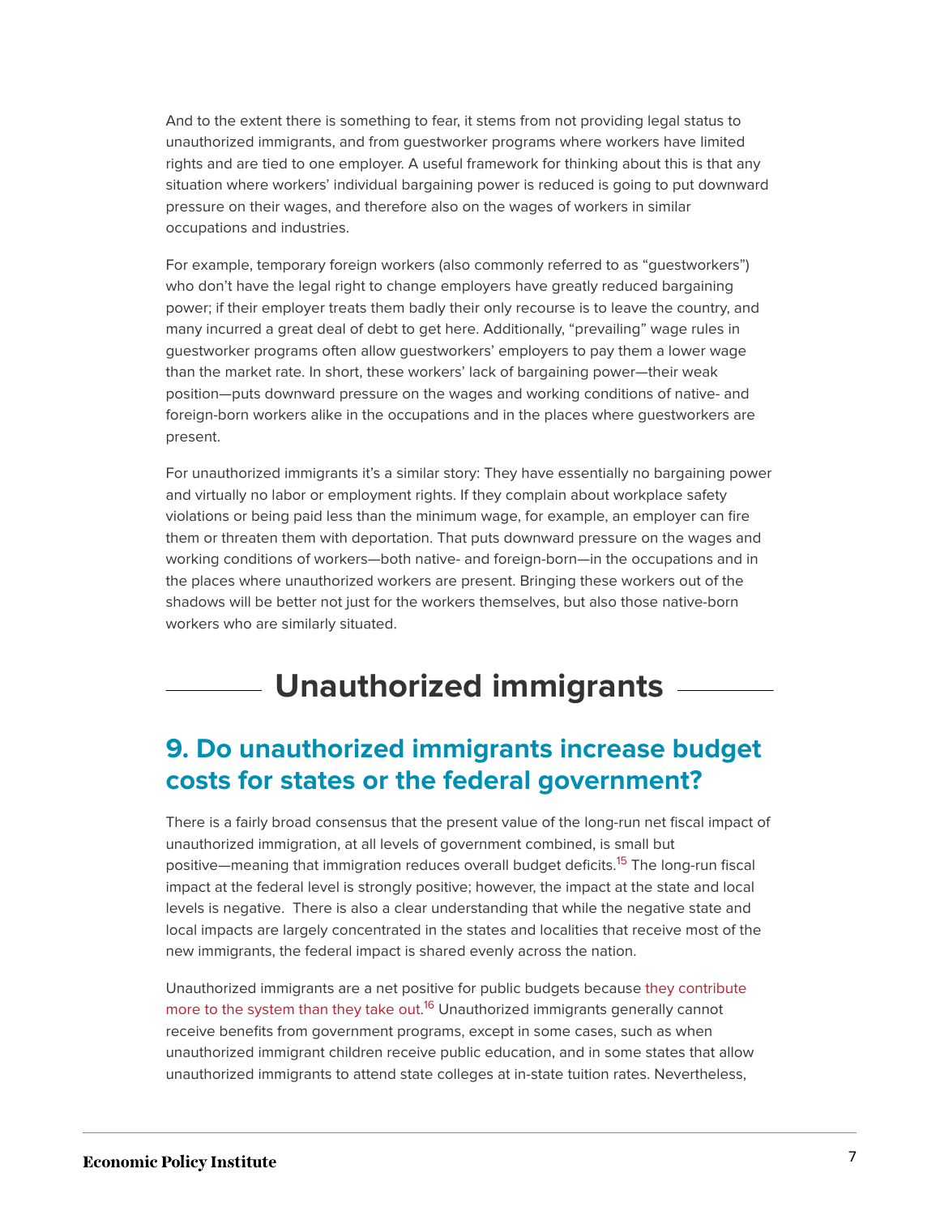And to the extent there is something to fear, it stems from not providing legal status to unauthorized immigrants, and from guestworker programs where workers have limited rights and are tied to one employer. A useful framework for thinking about this is that any situation where workers' individual bargaining power is reduced is going to put downward pressure on their wages, and therefore also on the wages of workers in similar occupations and industries.

For example, temporary foreign workers (also commonly referred to as "guestworkers") who don't have the legal right to change employers have greatly reduced bargaining power; if their employer treats them badly their only recourse is to leave the country, and many incurred a great deal of debt to get here. Additionally, "prevailing" wage rules in guestworker programs often allow guestworkers' employers to pay them a lower wage than the market rate. In short, these workers' lack of bargaining power—their weak position—puts downward pressure on the wages and working conditions of native- and foreign-born workers alike in the occupations and in the places where guestworkers are present.

For unauthorized immigrants it's a similar story: They have essentially no bargaining power and virtually no labor or employment rights. If they complain about workplace safety violations or being paid less than the minimum wage, for example, an employer can fire them or threaten them with deportation. That puts downward pressure on the wages and working conditions of workers—both native- and foreign-born—in the occupations and in the places where unauthorized workers are present. Bringing these workers out of the shadows will be better not just for the workers themselves, but also those native-born workers who are similarly situated.

# Unauthorized immigrants

## 9. Do unauthorized immigrants increase budget costs for states or the federal government?

There is a fairly broad consensus that the present value of the long-run net fiscal impact of unauthorized immigration, at all levels of government combined, is small but positive—meaning that immigration reduces overall budget deficits.[15] The long-run fiscal impact at the federal level is strongly positive; however, the impact at the state and local levels is negative. There is also a clear understanding that while the negative state and local impacts are largely concentrated in the states and localities that receive most of the new immigrants, the federal impact is shared evenly across the nation.

Unauthorized immigrants are a net positive for public budgets because they contribute more to the system than they take out.[16] Unauthorized immigrants generally cannot receive benefits from government programs, except in some cases, such as when unauthorized immigrant children receive public education, and in some states that allow unauthorized immigrants to attend state colleges at in-state tuition rates. Nevertheless,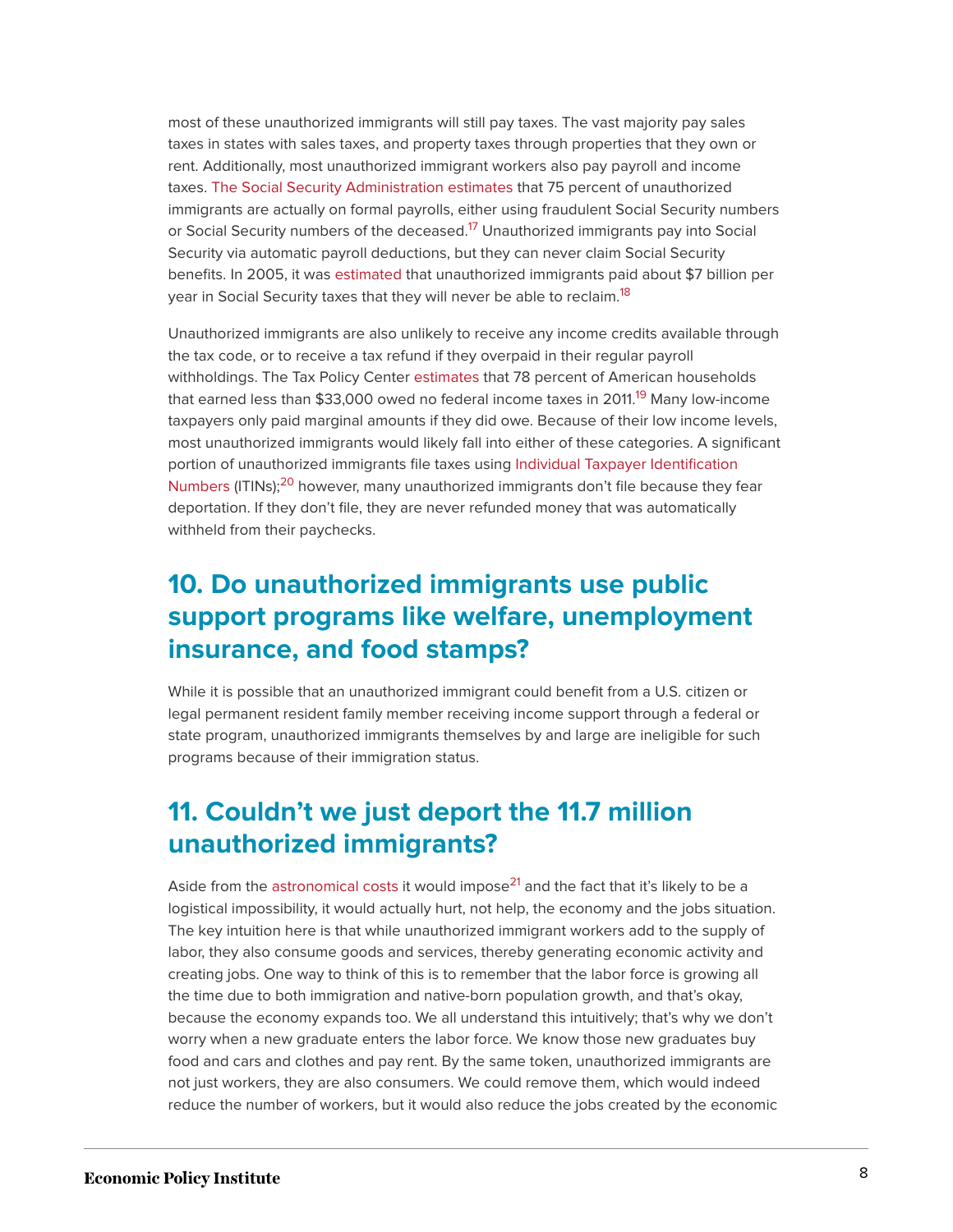most of these unauthorized immigrants will still pay taxes. The vast majority pay sales taxes in states with sales taxes, and property taxes through properties that they own or rent. Additionally, most unauthorized immigrant workers also pay payroll and income taxes. The Social Security Administration estimates that 75 percent of unauthorized immigrants are actually on formal payrolls, either using fraudulent Social Security numbers or Social Security numbers of the deceased.[17] Unauthorized immigrants pay into Social Security via automatic payroll deductions, but they can never claim Social Security benefits. In 2005, it was estimated that unauthorized immigrants paid about $7 billion per year in Social Security taxes that they will never be able to reclaim.[18]

Unauthorized immigrants are also unlikely to receive any income credits available through the tax code, or to receive a tax refund if they overpaid in their regular payroll withholdings. The Tax Policy Center estimates that 78 percent of American households that earned less than $33,000 owed no federal income taxes in 2011.[19] Many low-income taxpayers only paid marginal amounts if they did owe. Because of their low income levels, most unauthorized immigrants would likely fall into either of these categories. A significant portion of unauthorized immigrants file taxes using Individual Taxpayer Identification Numbers (ITINs);[20] however, many unauthorized immigrants don't file because they fear deportation. If they don't file, they are never refunded money that was automatically withheld from their paychecks.

## 10. Do unauthorized immigrants use public support programs like welfare, unemployment insurance, and food stamps?

While it is possible that an unauthorized immigrant could benefit from a U.S. citizen or legal permanent resident family member receiving income support through a federal or state program, unauthorized immigrants themselves by and large are ineligible for such programs because of their immigration status.

## 11. Couldn't we just deport the 11.7 million unauthorized immigrants?

Aside from the astronomical costs it would impose[21] and the fact that it's likely to be a logistical impossibility, it would actually hurt, not help, the economy and the jobs situation. The key intuition here is that while unauthorized immigrant workers add to the supply of labor, they also consume goods and services, thereby generating economic activity and creating jobs. One way to think of this is to remember that the labor force is growing all the time due to both immigration and native-born population growth, and that's okay, because the economy expands too. We all understand this intuitively; that's why we don't worry when a new graduate enters the labor force. We know those new graduates buy food and cars and clothes and pay rent. By the same token, unauthorized immigrants are not just workers, they are also consumers. We could remove them, which would indeed reduce the number of workers, but it would also reduce the jobs created by the economic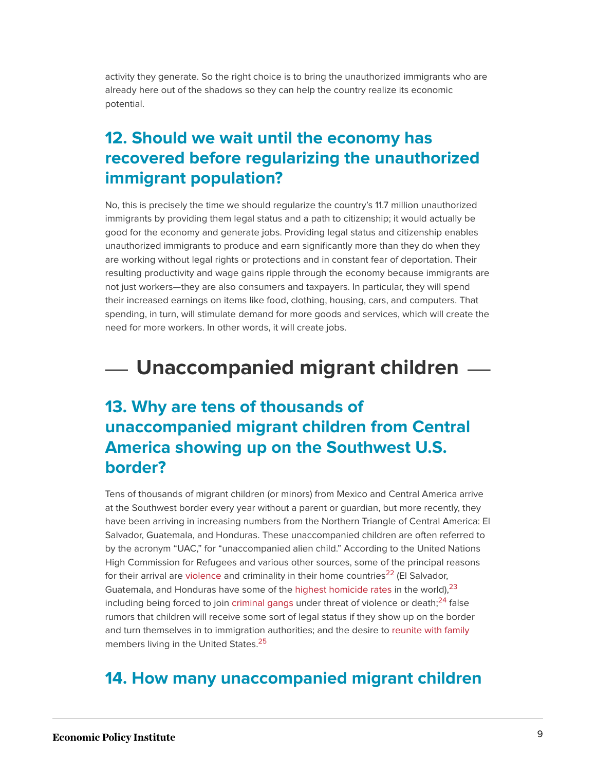activity they generate. So the right choice is to bring the unauthorized immigrants who are already here out of the shadows so they can help the country realize its economic potential.

## 12. Should we wait until the economy has recovered before regularizing the unauthorized immigrant population?

No, this is precisely the time we should regularize the country's 11.7 million unauthorized immigrants by providing them legal status and a path to citizenship; it would actually be good for the economy and generate jobs. Providing legal status and citizenship enables unauthorized immigrants to produce and earn significantly more than they do when they are working without legal rights or protections and in constant fear of deportation. Their resulting productivity and wage gains ripple through the economy because immigrants are not just workers—they are also consumers and taxpayers. In particular, they will spend their increased earnings on items like food, clothing, housing, cars, and computers. That spending, in turn, will stimulate demand for more goods and services, which will create the need for more workers. In other words, it will create jobs.

# Unaccompanied migrant children

## 13. Why are tens of thousands of unaccompanied migrant children from Central America showing up on the Southwest U.S. border?

Tens of thousands of migrant children (or minors) from Mexico and Central America arrive at the Southwest border every year without a parent or guardian, but more recently, they have been arriving in increasing numbers from the Northern Triangle of Central America: El Salvador, Guatemala, and Honduras. These unaccompanied children are often referred to by the acronym "UAC," for "unaccompanied alien child." According to the United Nations High Commission for Refugees and various other sources, some of the principal reasons for their arrival are violence and criminality in their home countries[22] (El Salvador, Guatemala, and Honduras have some of the highest homicide rates in the world),[23] including being forced to join criminal gangs under threat of violence or death;[24] false rumors that children will receive some sort of legal status if they show up on the border and turn themselves in to immigration authorities; and the desire to reunite with family members living in the United States.[25]

## 14. How many unaccompanied migrant children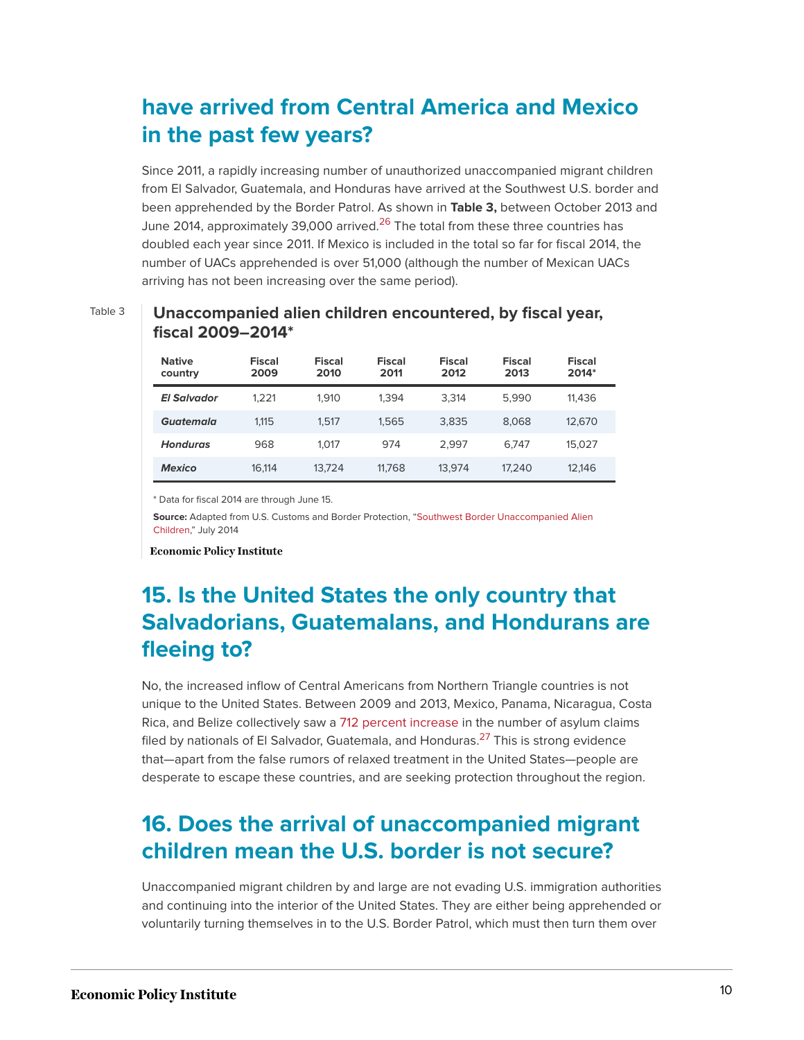## have arrived from Central America and Mexico in the past few years?

Since 2011, a rapidly increasing number of unauthorized unaccompanied migrant children from El Salvador, Guatemala, and Honduras have arrived at the Southwest U.S. border and been apprehended by the Border Patrol. As shown in **Table 3,** between October 2013 and June 2014, approximately 39,000 arrived.[26] The total from these three countries has doubled each year since 2011. If Mexico is included in the total so far for fiscal 2014, the number of UACs apprehended is over 51,000 (although the number of Mexican UACs arriving has not been increasing over the same period).

Table 3

**Unaccompanied alien children encountered, by fiscal year, fiscal 2009–2014***

| Native country | Fiscal 2009 | Fiscal 2010 | Fiscal 2011 | Fiscal 2012 | Fiscal 2013 | Fiscal 2014* |
|---|---|---|---|---|---|---|
| ***El Salvador*** | 1,221 | 1,910 | 1,394 | 3,314 | 5,990 | 11,436 |
| ***Guatemala*** | 1,115 | 1,517 | 1,565 | 3,835 | 8,068 | 12,670 |
| ***Honduras*** | 968 | 1,017 | 974 | 2,997 | 6,747 | 15,027 |
| ***Mexico*** | 16,114 | 13,724 | 11,768 | 13,974 | 17,240 | 12,146 |

* Data for fiscal 2014 are through June 15.

**Source:** Adapted from U.S. Customs and Border Protection, "Southwest Border Unaccompanied Alien Children," July 2014

Economic Policy Institute

## 15. Is the United States the only country that Salvadorians, Guatemalans, and Hondurans are fleeing to?

No, the increased inflow of Central Americans from Northern Triangle countries is not unique to the United States. Between 2009 and 2013, Mexico, Panama, Nicaragua, Costa Rica, and Belize collectively saw a 712 percent increase in the number of asylum claims filed by nationals of El Salvador, Guatemala, and Honduras.[27] This is strong evidence that—apart from the false rumors of relaxed treatment in the United States—people are desperate to escape these countries, and are seeking protection throughout the region.

## 16. Does the arrival of unaccompanied migrant children mean the U.S. border is not secure?

Unaccompanied migrant children by and large are not evading U.S. immigration authorities and continuing into the interior of the United States. They are either being apprehended or voluntarily turning themselves in to the U.S. Border Patrol, which must then turn them over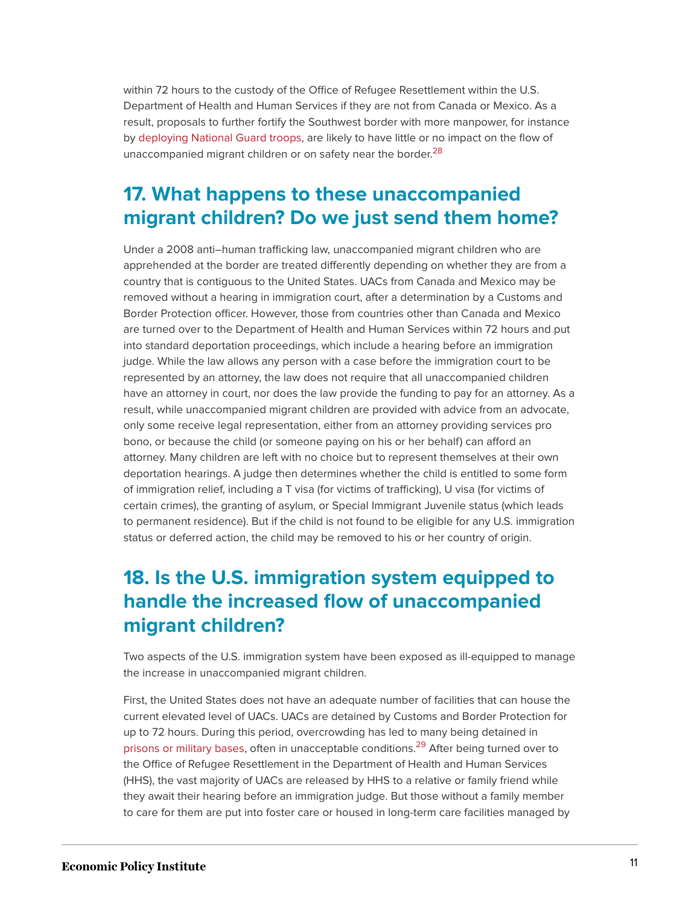within 72 hours to the custody of the Office of Refugee Resettlement within the U.S. Department of Health and Human Services if they are not from Canada or Mexico. As a result, proposals to further fortify the Southwest border with more manpower, for instance by deploying National Guard troops, are likely to have little or no impact on the flow of unaccompanied migrant children or on safety near the border.[28]

## 17. What happens to these unaccompanied migrant children? Do we just send them home?

Under a 2008 anti–human trafficking law, unaccompanied migrant children who are apprehended at the border are treated differently depending on whether they are from a country that is contiguous to the United States. UACs from Canada and Mexico may be removed without a hearing in immigration court, after a determination by a Customs and Border Protection officer. However, those from countries other than Canada and Mexico are turned over to the Department of Health and Human Services within 72 hours and put into standard deportation proceedings, which include a hearing before an immigration judge. While the law allows any person with a case before the immigration court to be represented by an attorney, the law does not require that all unaccompanied children have an attorney in court, nor does the law provide the funding to pay for an attorney. As a result, while unaccompanied migrant children are provided with advice from an advocate, only some receive legal representation, either from an attorney providing services pro bono, or because the child (or someone paying on his or her behalf) can afford an attorney. Many children are left with no choice but to represent themselves at their own deportation hearings. A judge then determines whether the child is entitled to some form of immigration relief, including a T visa (for victims of trafficking), U visa (for victims of certain crimes), the granting of asylum, or Special Immigrant Juvenile status (which leads to permanent residence). But if the child is not found to be eligible for any U.S. immigration status or deferred action, the child may be removed to his or her country of origin.

## 18. Is the U.S. immigration system equipped to handle the increased flow of unaccompanied migrant children?

Two aspects of the U.S. immigration system have been exposed as ill-equipped to manage the increase in unaccompanied migrant children.

First, the United States does not have an adequate number of facilities that can house the current elevated level of UACs. UACs are detained by Customs and Border Protection for up to 72 hours. During this period, overcrowding has led to many being detained in prisons or military bases, often in unacceptable conditions.[29] After being turned over to the Office of Refugee Resettlement in the Department of Health and Human Services (HHS), the vast majority of UACs are released by HHS to a relative or family friend while they await their hearing before an immigration judge. But those without a family member to care for them are put into foster care or housed in long-term care facilities managed by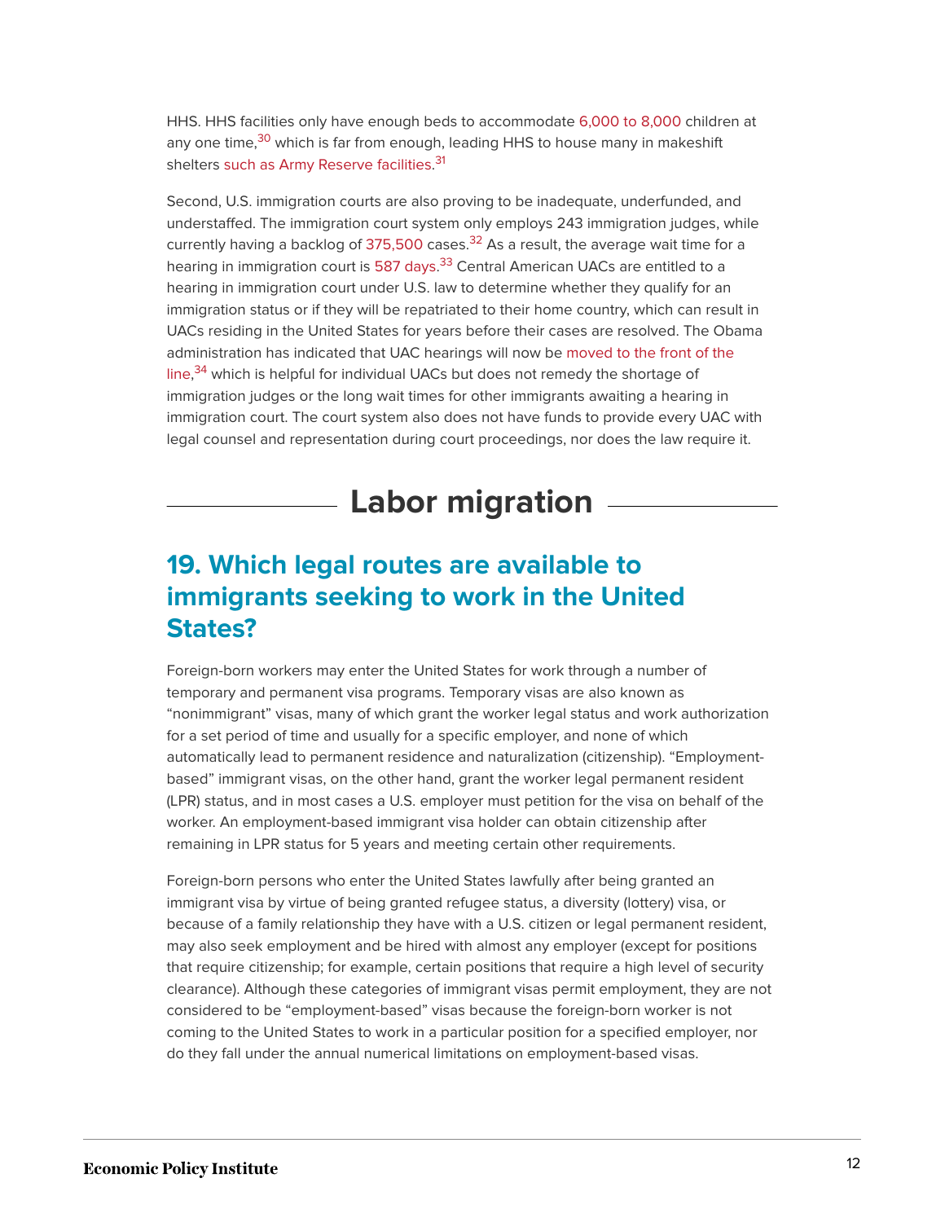HHS. HHS facilities only have enough beds to accommodate 6,000 to 8,000 children at any one time,[30] which is far from enough, leading HHS to house many in makeshift shelters such as Army Reserve facilities.[31]

Second, U.S. immigration courts are also proving to be inadequate, underfunded, and understaffed. The immigration court system only employs 243 immigration judges, while currently having a backlog of 375,500 cases.[32] As a result, the average wait time for a hearing in immigration court is 587 days.[33] Central American UACs are entitled to a hearing in immigration court under U.S. law to determine whether they qualify for an immigration status or if they will be repatriated to their home country, which can result in UACs residing in the United States for years before their cases are resolved. The Obama administration has indicated that UAC hearings will now be moved to the front of the line,[34] which is helpful for individual UACs but does not remedy the shortage of immigration judges or the long wait times for other immigrants awaiting a hearing in immigration court. The court system also does not have funds to provide every UAC with legal counsel and representation during court proceedings, nor does the law require it.

# Labor migration

## 19. Which legal routes are available to immigrants seeking to work in the United States?

Foreign-born workers may enter the United States for work through a number of temporary and permanent visa programs. Temporary visas are also known as "nonimmigrant" visas, many of which grant the worker legal status and work authorization for a set period of time and usually for a specific employer, and none of which automatically lead to permanent residence and naturalization (citizenship). "Employment-based" immigrant visas, on the other hand, grant the worker legal permanent resident (LPR) status, and in most cases a U.S. employer must petition for the visa on behalf of the worker. An employment-based immigrant visa holder can obtain citizenship after remaining in LPR status for 5 years and meeting certain other requirements.

Foreign-born persons who enter the United States lawfully after being granted an immigrant visa by virtue of being granted refugee status, a diversity (lottery) visa, or because of a family relationship they have with a U.S. citizen or legal permanent resident, may also seek employment and be hired with almost any employer (except for positions that require citizenship; for example, certain positions that require a high level of security clearance). Although these categories of immigrant visas permit employment, they are not considered to be "employment-based" visas because the foreign-born worker is not coming to the United States to work in a particular position for a specified employer, nor do they fall under the annual numerical limitations on employment-based visas.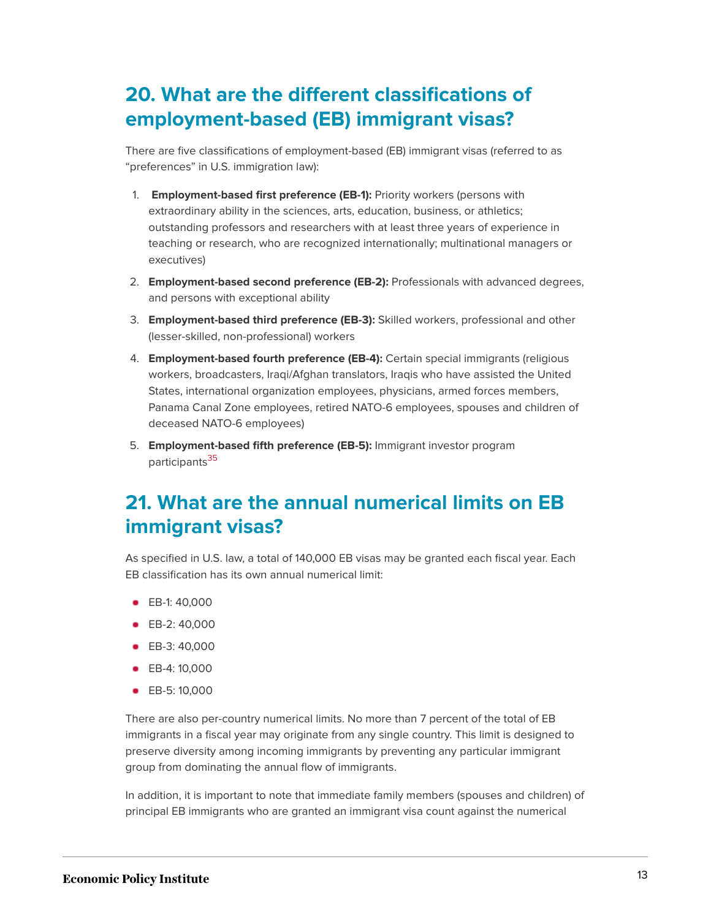## 20. What are the different classifications of employment-based (EB) immigrant visas?

There are five classifications of employment-based (EB) immigrant visas (referred to as "preferences" in U.S. immigration law):

1. **Employment-based first preference (EB-1):** Priority workers (persons with extraordinary ability in the sciences, arts, education, business, or athletics; outstanding professors and researchers with at least three years of experience in teaching or research, who are recognized internationally; multinational managers or executives)
2. **Employment-based second preference (EB-2):** Professionals with advanced degrees, and persons with exceptional ability
3. **Employment-based third preference (EB-3):** Skilled workers, professional and other (lesser-skilled, non-professional) workers
4. **Employment-based fourth preference (EB-4):** Certain special immigrants (religious workers, broadcasters, Iraqi/Afghan translators, Iraqis who have assisted the United States, international organization employees, physicians, armed forces members, Panama Canal Zone employees, retired NATO-6 employees, spouses and children of deceased NATO-6 employees)
5. **Employment-based fifth preference (EB-5):** Immigrant investor program participants[35]

## 21. What are the annual numerical limits on EB immigrant visas?

As specified in U.S. law, a total of 140,000 EB visas may be granted each fiscal year. Each EB classification has its own annual numerical limit:

- EB-1: 40,000
- EB-2: 40,000
- EB-3: 40,000
- EB-4: 10,000
- EB-5: 10,000

There are also per-country numerical limits. No more than 7 percent of the total of EB immigrants in a fiscal year may originate from any single country. This limit is designed to preserve diversity among incoming immigrants by preventing any particular immigrant group from dominating the annual flow of immigrants.

In addition, it is important to note that immediate family members (spouses and children) of principal EB immigrants who are granted an immigrant visa count against the numerical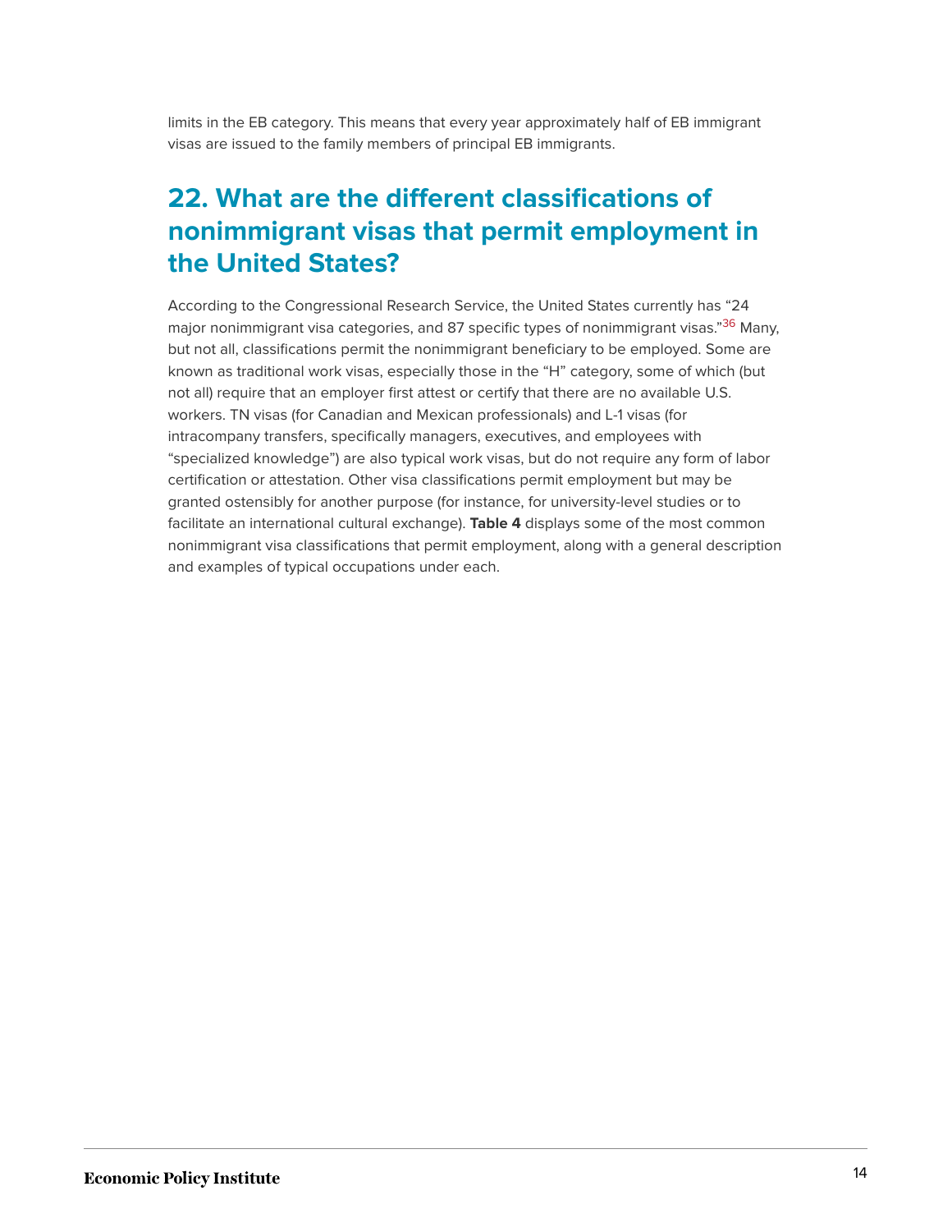limits in the EB category. This means that every year approximately half of EB immigrant visas are issued to the family members of principal EB immigrants.

## 22. What are the different classifications of nonimmigrant visas that permit employment in the United States?

According to the Congressional Research Service, the United States currently has "24 major nonimmigrant visa categories, and 87 specific types of nonimmigrant visas."[36] Many, but not all, classifications permit the nonimmigrant beneficiary to be employed. Some are known as traditional work visas, especially those in the "H" category, some of which (but not all) require that an employer first attest or certify that there are no available U.S. workers. TN visas (for Canadian and Mexican professionals) and L-1 visas (for intracompany transfers, specifically managers, executives, and employees with "specialized knowledge") are also typical work visas, but do not require any form of labor certification or attestation. Other visa classifications permit employment but may be granted ostensibly for another purpose (for instance, for university-level studies or to facilitate an international cultural exchange). **Table 4** displays some of the most common nonimmigrant visa classifications that permit employment, along with a general description and examples of typical occupations under each.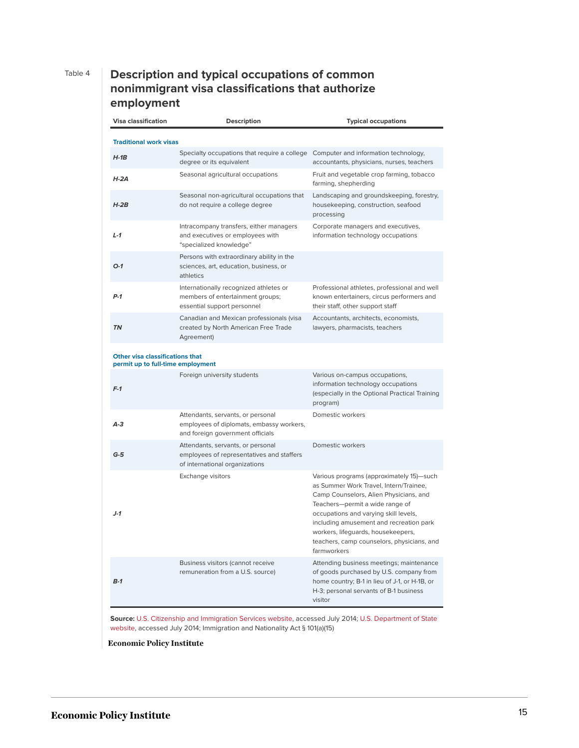Table 4

## Description and typical occupations of common nonimmigrant visa classifications that authorize employment

| Visa classification | Description | Typical occupations |
|---|---|---|
| **Traditional work visas** | | |
| ***H-1B*** | Specialty occupations that require a college degree or its equivalent | Computer and information technology, accountants, physicians, nurses, teachers |
| ***H-2A*** | Seasonal agricultural occupations | Fruit and vegetable crop farming, tobacco farming, shepherding |
| ***H-2B*** | Seasonal non-agricultural occupations that do not require a college degree | Landscaping and groundskeeping, forestry, housekeeping, construction, seafood processing |
| ***L-1*** | Intracompany transfers, either managers and executives or employees with "specialized knowledge" | Corporate managers and executives, information technology occupations |
| ***O-1*** | Persons with extraordinary ability in the sciences, art, education, business, or athletics | |
| ***P-1*** | Internationally recognized athletes or members of entertainment groups; essential support personnel | Professional athletes, professional and well known entertainers, circus performers and their staff, other support staff |
| ***TN*** | Canadian and Mexican professionals (visa created by North American Free Trade Agreement) | Accountants, architects, economists, lawyers, pharmacists, teachers |
| **Other visa classifications that permit up to full-time employment** | | |
| ***F-1*** | Foreign university students | Various on-campus occupations, information technology occupations (especially in the Optional Practical Training program) |
| ***A-3*** | Attendants, servants, or personal employees of diplomats, embassy workers, and foreign government officials | Domestic workers |
| ***G-5*** | Attendants, servants, or personal employees of representatives and staffers of international organizations | Domestic workers |
| ***J-1*** | Exchange visitors | Various programs (approximately 15)—such as Summer Work Travel, Intern/Trainee, Camp Counselors, Alien Physicians, and Teachers—permit a wide range of occupations and varying skill levels, including amusement and recreation park workers, lifeguards, housekeepers, teachers, camp counselors, physicians, and farmworkers |
| ***B-1*** | Business visitors (cannot receive remuneration from a U.S. source) | Attending business meetings; maintenance of goods purchased by U.S. company from home country; B-1 in lieu of J-1, or H-1B, or H-3; personal servants of B-1 business visitor |

**Source:** U.S. Citizenship and Immigration Services website, accessed July 2014; U.S. Department of State website, accessed July 2014; Immigration and Nationality Act § 101(a)(15)

Economic Policy Institute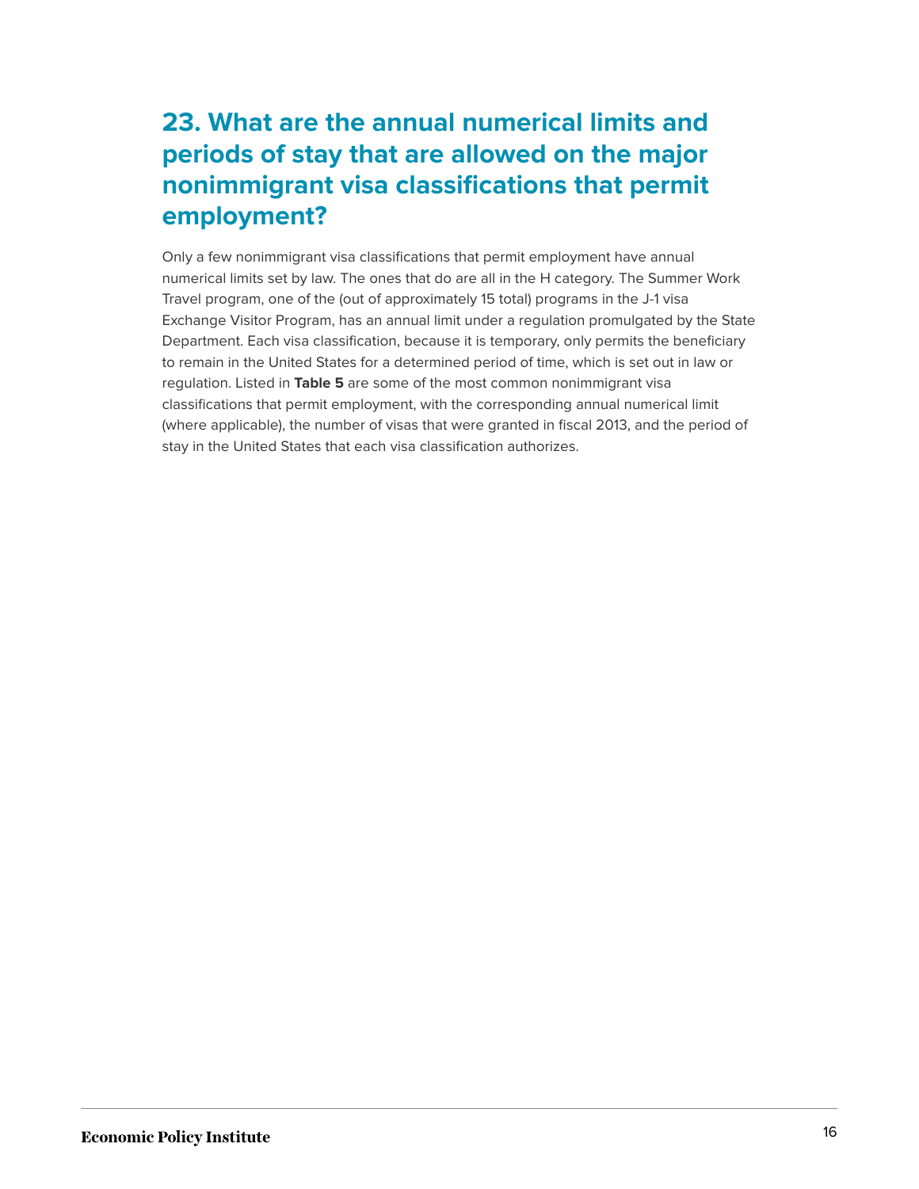## 23. What are the annual numerical limits and periods of stay that are allowed on the major nonimmigrant visa classifications that permit employment?

Only a few nonimmigrant visa classifications that permit employment have annual numerical limits set by law. The ones that do are all in the H category. The Summer Work Travel program, one of the (out of approximately 15 total) programs in the J-1 visa Exchange Visitor Program, has an annual limit under a regulation promulgated by the State Department. Each visa classification, because it is temporary, only permits the beneficiary to remain in the United States for a determined period of time, which is set out in law or regulation. Listed in **Table 5** are some of the most common nonimmigrant visa classifications that permit employment, with the corresponding annual numerical limit (where applicable), the number of visas that were granted in fiscal 2013, and the period of stay in the United States that each visa classification authorizes.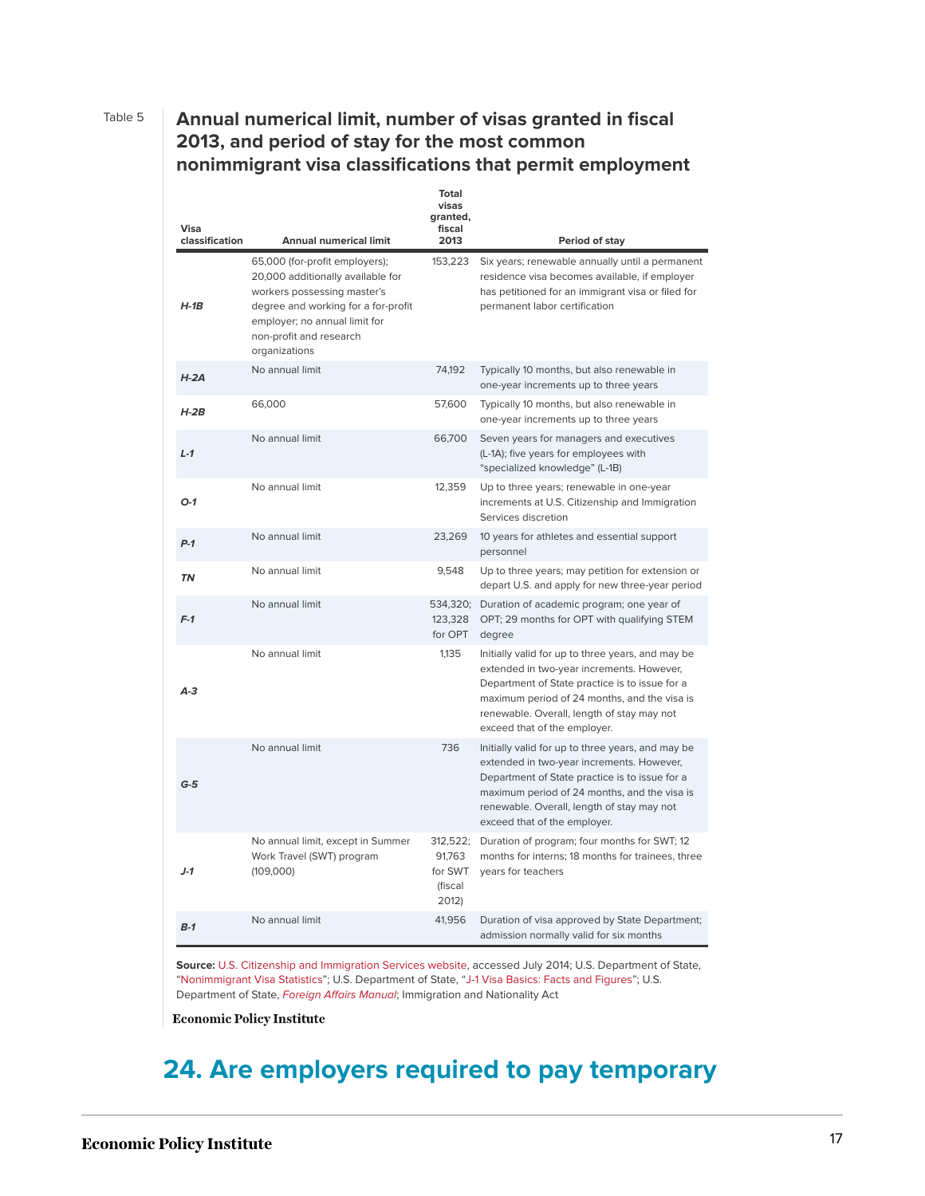Table 5

**Annual numerical limit, number of visas granted in fiscal 2013, and period of stay for the most common nonimmigrant visa classifications that permit employment**

| Visa classification | Annual numerical limit | Total visas granted, fiscal 2013 | Period of stay |
|---|---|---|---|
| ***H-1B*** | 65,000 (for-profit employers); 20,000 additionally available for workers possessing master's degree and working for a for-profit employer; no annual limit for non-profit and research organizations | 153,223 | Six years; renewable annually until a permanent residence visa becomes available, if employer has petitioned for an immigrant visa or filed for permanent labor certification |
| ***H-2A*** | No annual limit | 74,192 | Typically 10 months, but also renewable in one-year increments up to three years |
| ***H-2B*** | 66,000 | 57,600 | Typically 10 months, but also renewable in one-year increments up to three years |
| ***L-1*** | No annual limit | 66,700 | Seven years for managers and executives (L-1A); five years for employees with "specialized knowledge" (L-1B) |
| ***O-1*** | No annual limit | 12,359 | Up to three years; renewable in one-year increments at U.S. Citizenship and Immigration Services discretion |
| ***P-1*** | No annual limit | 23,269 | 10 years for athletes and essential support personnel |
| ***TN*** | No annual limit | 9,548 | Up to three years; may petition for extension or depart U.S. and apply for new three-year period |
| ***F-1*** | No annual limit | 534,320; 123,328 for OPT | Duration of academic program; one year of OPT; 29 months for OPT with qualifying STEM degree |
| ***A-3*** | No annual limit | 1,135 | Initially valid for up to three years, and may be extended in two-year increments. However, Department of State practice is to issue for a maximum period of 24 months, and the visa is renewable. Overall, length of stay may not exceed that of the employer. |
| ***G-5*** | No annual limit | 736 | Initially valid for up to three years, and may be extended in two-year increments. However, Department of State practice is to issue for a maximum period of 24 months, and the visa is renewable. Overall, length of stay may not exceed that of the employer. |
| ***J-1*** | No annual limit, except in Summer Work Travel (SWT) program (109,000) | 312,522; 91,763 for SWT (fiscal 2012) | Duration of program; four months for SWT; 12 months for interns; 18 months for trainees, three years for teachers |
| ***B-1*** | No annual limit | 41,956 | Duration of visa approved by State Department; admission normally valid for six months |

**Source:** U.S. Citizenship and Immigration Services website, accessed July 2014; U.S. Department of State, "Nonimmigrant Visa Statistics"; U.S. Department of State, "J-1 Visa Basics: Facts and Figures"; U.S. Department of State, *Foreign Affairs Manual*; Immigration and Nationality Act

Economic Policy Institute

## 24. Are employers required to pay temporary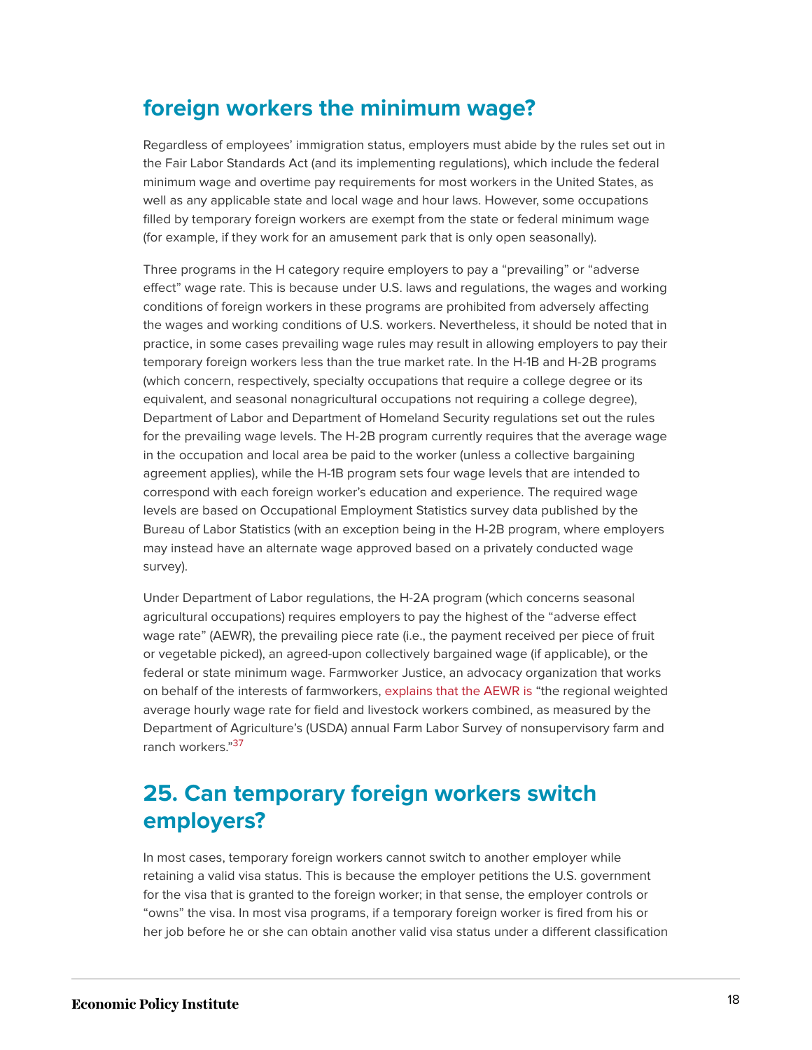## foreign workers the minimum wage?

Regardless of employees' immigration status, employers must abide by the rules set out in the Fair Labor Standards Act (and its implementing regulations), which include the federal minimum wage and overtime pay requirements for most workers in the United States, as well as any applicable state and local wage and hour laws. However, some occupations filled by temporary foreign workers are exempt from the state or federal minimum wage (for example, if they work for an amusement park that is only open seasonally).

Three programs in the H category require employers to pay a "prevailing" or "adverse effect" wage rate. This is because under U.S. laws and regulations, the wages and working conditions of foreign workers in these programs are prohibited from adversely affecting the wages and working conditions of U.S. workers. Nevertheless, it should be noted that in practice, in some cases prevailing wage rules may result in allowing employers to pay their temporary foreign workers less than the true market rate. In the H-1B and H-2B programs (which concern, respectively, specialty occupations that require a college degree or its equivalent, and seasonal nonagricultural occupations not requiring a college degree), Department of Labor and Department of Homeland Security regulations set out the rules for the prevailing wage levels. The H-2B program currently requires that the average wage in the occupation and local area be paid to the worker (unless a collective bargaining agreement applies), while the H-1B program sets four wage levels that are intended to correspond with each foreign worker's education and experience. The required wage levels are based on Occupational Employment Statistics survey data published by the Bureau of Labor Statistics (with an exception being in the H-2B program, where employers may instead have an alternate wage approved based on a privately conducted wage survey).

Under Department of Labor regulations, the H-2A program (which concerns seasonal agricultural occupations) requires employers to pay the highest of the "adverse effect wage rate" (AEWR), the prevailing piece rate (i.e., the payment received per piece of fruit or vegetable picked), an agreed-upon collectively bargained wage (if applicable), or the federal or state minimum wage. Farmworker Justice, an advocacy organization that works on behalf of the interests of farmworkers, explains that the AEWR is "the regional weighted average hourly wage rate for field and livestock workers combined, as measured by the Department of Agriculture's (USDA) annual Farm Labor Survey of nonsupervisory farm and ranch workers."[37]

## 25. Can temporary foreign workers switch employers?

In most cases, temporary foreign workers cannot switch to another employer while retaining a valid visa status. This is because the employer petitions the U.S. government for the visa that is granted to the foreign worker; in that sense, the employer controls or "owns" the visa. In most visa programs, if a temporary foreign worker is fired from his or her job before he or she can obtain another valid visa status under a different classification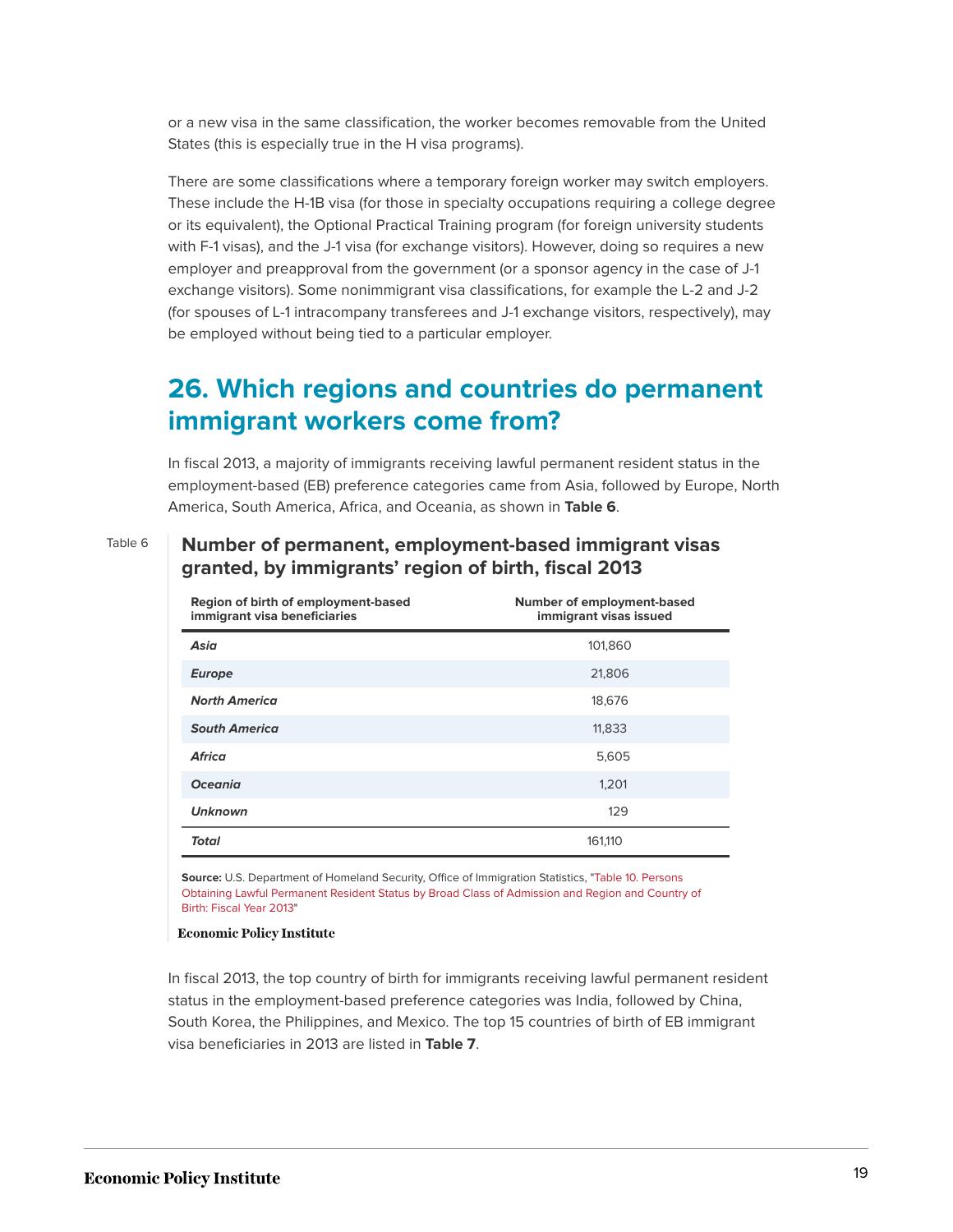or a new visa in the same classification, the worker becomes removable from the United States (this is especially true in the H visa programs).

There are some classifications where a temporary foreign worker may switch employers. These include the H-1B visa (for those in specialty occupations requiring a college degree or its equivalent), the Optional Practical Training program (for foreign university students with F-1 visas), and the J-1 visa (for exchange visitors). However, doing so requires a new employer and preapproval from the government (or a sponsor agency in the case of J-1 exchange visitors). Some nonimmigrant visa classifications, for example the L-2 and J-2 (for spouses of L-1 intracompany transferees and J-1 exchange visitors, respectively), may be employed without being tied to a particular employer.

## 26. Which regions and countries do permanent immigrant workers come from?

In fiscal 2013, a majority of immigrants receiving lawful permanent resident status in the employment-based (EB) preference categories came from Asia, followed by Europe, North America, South America, Africa, and Oceania, as shown in **Table 6**.

Table 6

### Number of permanent, employment-based immigrant visas granted, by immigrants' region of birth, fiscal 2013

| Region of birth of employment-based immigrant visa beneficiaries | Number of employment-based immigrant visas issued |
|---|---|
| *Asia* | 101,860 |
| *Europe* | 21,806 |
| *North America* | 18,676 |
| *South America* | 11,833 |
| *Africa* | 5,605 |
| *Oceania* | 1,201 |
| *Unknown* | 129 |
| *Total* | 161,110 |

**Source:** U.S. Department of Homeland Security, Office of Immigration Statistics, "Table 10. Persons Obtaining Lawful Permanent Resident Status by Broad Class of Admission and Region and Country of Birth: Fiscal Year 2013"

Economic Policy Institute

In fiscal 2013, the top country of birth for immigrants receiving lawful permanent resident status in the employment-based preference categories was India, followed by China, South Korea, the Philippines, and Mexico. The top 15 countries of birth of EB immigrant visa beneficiaries in 2013 are listed in **Table 7**.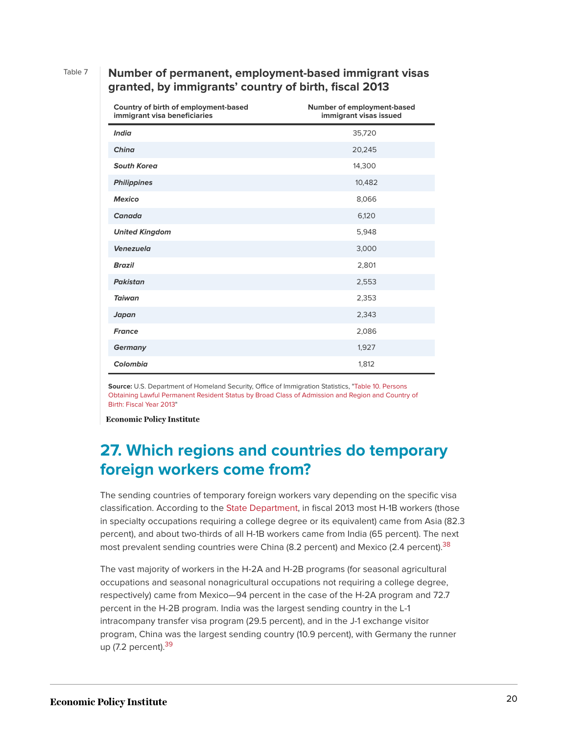Table 7

**Number of permanent, employment-based immigrant visas granted, by immigrants' country of birth, fiscal 2013**

| Country of birth of employment-based immigrant visa beneficiaries | Number of employment-based immigrant visas issued |
|---|---|
| *India* | 35,720 |
| *China* | 20,245 |
| *South Korea* | 14,300 |
| *Philippines* | 10,482 |
| *Mexico* | 8,066 |
| *Canada* | 6,120 |
| *United Kingdom* | 5,948 |
| *Venezuela* | 3,000 |
| *Brazil* | 2,801 |
| *Pakistan* | 2,553 |
| *Taiwan* | 2,353 |
| *Japan* | 2,343 |
| *France* | 2,086 |
| *Germany* | 1,927 |
| *Colombia* | 1,812 |

**Source:** U.S. Department of Homeland Security, Office of Immigration Statistics, "Table 10. Persons Obtaining Lawful Permanent Resident Status by Broad Class of Admission and Region and Country of Birth: Fiscal Year 2013"

Economic Policy Institute

## 27. Which regions and countries do temporary foreign workers come from?

The sending countries of temporary foreign workers vary depending on the specific visa classification. According to the State Department, in fiscal 2013 most H-1B workers (those in specialty occupations requiring a college degree or its equivalent) came from Asia (82.3 percent), and about two-thirds of all H-1B workers came from India (65 percent). The next most prevalent sending countries were China (8.2 percent) and Mexico (2.4 percent).[38]

The vast majority of workers in the H-2A and H-2B programs (for seasonal agricultural occupations and seasonal nonagricultural occupations not requiring a college degree, respectively) came from Mexico—94 percent in the case of the H-2A program and 72.7 percent in the H-2B program. India was the largest sending country in the L-1 intracompany transfer visa program (29.5 percent), and in the J-1 exchange visitor program, China was the largest sending country (10.9 percent), with Germany the runner up (7.2 percent).[39]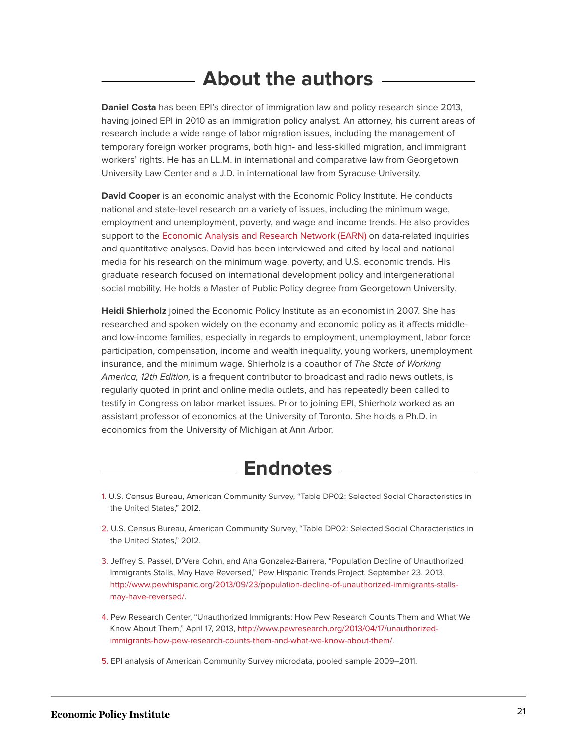## About the authors

**Daniel Costa** has been EPI's director of immigration law and policy research since 2013, having joined EPI in 2010 as an immigration policy analyst. An attorney, his current areas of research include a wide range of labor migration issues, including the management of temporary foreign worker programs, both high- and less-skilled migration, and immigrant workers' rights. He has an LL.M. in international and comparative law from Georgetown University Law Center and a J.D. in international law from Syracuse University.

**David Cooper** is an economic analyst with the Economic Policy Institute. He conducts national and state-level research on a variety of issues, including the minimum wage, employment and unemployment, poverty, and wage and income trends. He also provides support to the Economic Analysis and Research Network (EARN) on data-related inquiries and quantitative analyses. David has been interviewed and cited by local and national media for his research on the minimum wage, poverty, and U.S. economic trends. His graduate research focused on international development policy and intergenerational social mobility. He holds a Master of Public Policy degree from Georgetown University.

**Heidi Shierholz** joined the Economic Policy Institute as an economist in 2007. She has researched and spoken widely on the economy and economic policy as it affects middle- and low-income families, especially in regards to employment, unemployment, labor force participation, compensation, income and wealth inequality, young workers, unemployment insurance, and the minimum wage. Shierholz is a coauthor of *The State of Working America, 12th Edition,* is a frequent contributor to broadcast and radio news outlets, is regularly quoted in print and online media outlets, and has repeatedly been called to testify in Congress on labor market issues. Prior to joining EPI, Shierholz worked as an assistant professor of economics at the University of Toronto. She holds a Ph.D. in economics from the University of Michigan at Ann Arbor.

## Endnotes

1. U.S. Census Bureau, American Community Survey, "Table DP02: Selected Social Characteristics in the United States," 2012.

2. U.S. Census Bureau, American Community Survey, "Table DP02: Selected Social Characteristics in the United States," 2012.

3. Jeffrey S. Passel, D'Vera Cohn, and Ana Gonzalez-Barrera, "Population Decline of Unauthorized Immigrants Stalls, May Have Reversed," Pew Hispanic Trends Project, September 23, 2013, http://www.pewhispanic.org/2013/09/23/population-decline-of-unauthorized-immigrants-stalls-may-have-reversed/.

4. Pew Research Center, "Unauthorized Immigrants: How Pew Research Counts Them and What We Know About Them," April 17, 2013, http://www.pewresearch.org/2013/04/17/unauthorized-immigrants-how-pew-research-counts-them-and-what-we-know-about-them/.

5. EPI analysis of American Community Survey microdata, pooled sample 2009–2011.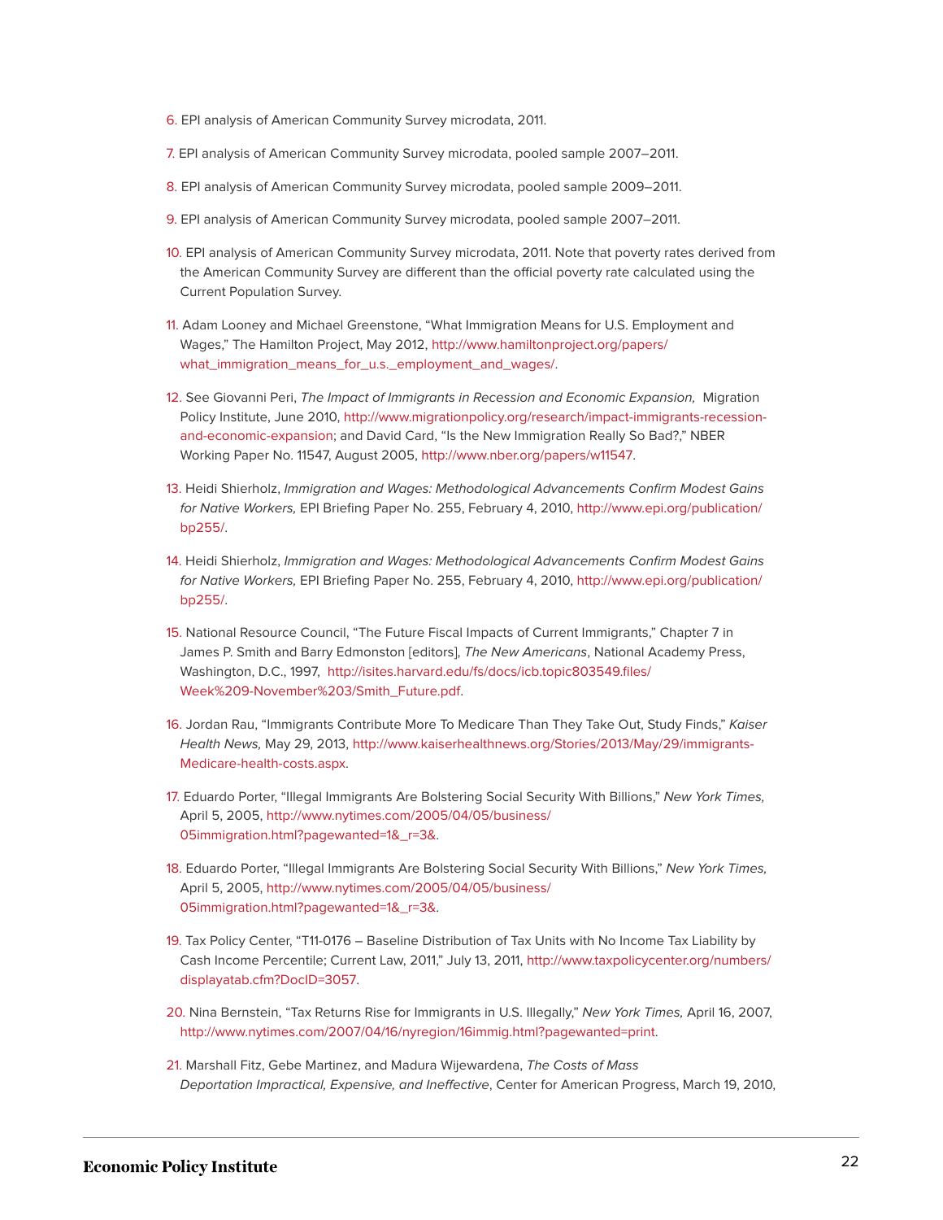6. EPI analysis of American Community Survey microdata, 2011.

7. EPI analysis of American Community Survey microdata, pooled sample 2007–2011.

8. EPI analysis of American Community Survey microdata, pooled sample 2009–2011.

9. EPI analysis of American Community Survey microdata, pooled sample 2007–2011.

10. EPI analysis of American Community Survey microdata, 2011. Note that poverty rates derived from the American Community Survey are different than the official poverty rate calculated using the Current Population Survey.

11. Adam Looney and Michael Greenstone, "What Immigration Means for U.S. Employment and Wages," The Hamilton Project, May 2012, http://www.hamiltonproject.org/papers/what_immigration_means_for_u.s._employment_and_wages/.

12. See Giovanni Peri, *The Impact of Immigrants in Recession and Economic Expansion,* Migration Policy Institute, June 2010, http://www.migrationpolicy.org/research/impact-immigrants-recession-and-economic-expansion; and David Card, "Is the New Immigration Really So Bad?," NBER Working Paper No. 11547, August 2005, http://www.nber.org/papers/w11547.

13. Heidi Shierholz, *Immigration and Wages: Methodological Advancements Confirm Modest Gains for Native Workers,* EPI Briefing Paper No. 255, February 4, 2010, http://www.epi.org/publication/bp255/.

14. Heidi Shierholz, *Immigration and Wages: Methodological Advancements Confirm Modest Gains for Native Workers,* EPI Briefing Paper No. 255, February 4, 2010, http://www.epi.org/publication/bp255/.

15. National Resource Council, "The Future Fiscal Impacts of Current Immigrants," Chapter 7 in James P. Smith and Barry Edmonston [editors], *The New Americans*, National Academy Press, Washington, D.C., 1997, http://isites.harvard.edu/fs/docs/icb.topic803549.files/Week%209-November%203/Smith_Future.pdf.

16. Jordan Rau, "Immigrants Contribute More To Medicare Than They Take Out, Study Finds," *Kaiser Health News,* May 29, 2013, http://www.kaiserhealthnews.org/Stories/2013/May/29/immigrants-Medicare-health-costs.aspx.

17. Eduardo Porter, "Illegal Immigrants Are Bolstering Social Security With Billions," *New York Times,* April 5, 2005, http://www.nytimes.com/2005/04/05/business/05immigration.html?pagewanted=1&_r=3&.

18. Eduardo Porter, "Illegal Immigrants Are Bolstering Social Security With Billions," *New York Times,* April 5, 2005, http://www.nytimes.com/2005/04/05/business/05immigration.html?pagewanted=1&_r=3&.

19. Tax Policy Center, "T11-0176 – Baseline Distribution of Tax Units with No Income Tax Liability by Cash Income Percentile; Current Law, 2011," July 13, 2011, http://www.taxpolicycenter.org/numbers/displayatab.cfm?DocID=3057.

20. Nina Bernstein, "Tax Returns Rise for Immigrants in U.S. Illegally," *New York Times,* April 16, 2007, http://www.nytimes.com/2007/04/16/nyregion/16immig.html?pagewanted=print.

21. Marshall Fitz, Gebe Martinez, and Madura Wijewardena, *The Costs of Mass Deportation Impractical, Expensive, and Ineffective*, Center for American Progress, March 19, 2010,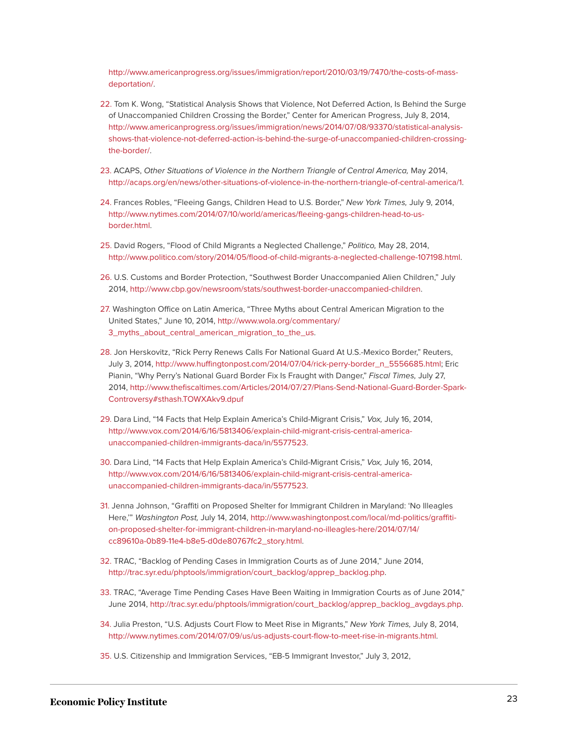http://www.americanprogress.org/issues/immigration/report/2010/03/19/7470/the-costs-of-mass-deportation/.

22. Tom K. Wong, “Statistical Analysis Shows that Violence, Not Deferred Action, Is Behind the Surge of Unaccompanied Children Crossing the Border,” Center for American Progress, July 8, 2014, http://www.americanprogress.org/issues/immigration/news/2014/07/08/93370/statistical-analysis-shows-that-violence-not-deferred-action-is-behind-the-surge-of-unaccompanied-children-crossing-the-border/.

23. ACAPS, *Other Situations of Violence in the Northern Triangle of Central America,* May 2014, http://acaps.org/en/news/other-situations-of-violence-in-the-northern-triangle-of-central-america/1.

24. Frances Robles, “Fleeing Gangs, Children Head to U.S. Border,” *New York Times,* July 9, 2014, http://www.nytimes.com/2014/07/10/world/americas/fleeing-gangs-children-head-to-us-border.html.

25. David Rogers, “Flood of Child Migrants a Neglected Challenge,” *Politico,* May 28, 2014, http://www.politico.com/story/2014/05/flood-of-child-migrants-a-neglected-challenge-107198.html.

26. U.S. Customs and Border Protection, “Southwest Border Unaccompanied Alien Children,” July 2014, http://www.cbp.gov/newsroom/stats/southwest-border-unaccompanied-children.

27. Washington Office on Latin America, “Three Myths about Central American Migration to the United States,” June 10, 2014, http://www.wola.org/commentary/3_myths_about_central_american_migration_to_the_us.

28. Jon Herskovitz, “Rick Perry Renews Calls For National Guard At U.S.-Mexico Border,” Reuters, July 3, 2014, http://www.huffingtonpost.com/2014/07/04/rick-perry-border_n_5556685.html; Eric Pianin, “Why Perry’s National Guard Border Fix Is Fraught with Danger,” *Fiscal Times,* July 27, 2014, http://www.thefiscaltimes.com/Articles/2014/07/27/Plans-Send-National-Guard-Border-Spark-Controversy#sthash.TOWXAkv9.dpuf

29. Dara Lind, “14 Facts that Help Explain America’s Child-Migrant Crisis,” *Vox,* July 16, 2014, http://www.vox.com/2014/6/16/5813406/explain-child-migrant-crisis-central-america-unaccompanied-children-immigrants-daca/in/5577523.

30. Dara Lind, “14 Facts that Help Explain America’s Child-Migrant Crisis,” *Vox,* July 16, 2014, http://www.vox.com/2014/6/16/5813406/explain-child-migrant-crisis-central-america-unaccompanied-children-immigrants-daca/in/5577523.

31. Jenna Johnson, “Graffiti on Proposed Shelter for Immigrant Children in Maryland: ‘No Illeagles Here,’” *Washington Post,* July 14, 2014, http://www.washingtonpost.com/local/md-politics/graffiti-on-proposed-shelter-for-immigrant-children-in-maryland-no-illeagles-here/2014/07/14/cc89610a-0b89-11e4-b8e5-d0de80767fc2_story.html.

32. TRAC, “Backlog of Pending Cases in Immigration Courts as of June 2014,” June 2014, http://trac.syr.edu/phptools/immigration/court_backlog/apprep_backlog.php.

33. TRAC, “Average Time Pending Cases Have Been Waiting in Immigration Courts as of June 2014,” June 2014, http://trac.syr.edu/phptools/immigration/court_backlog/apprep_backlog_avgdays.php.

34. Julia Preston, “U.S. Adjusts Court Flow to Meet Rise in Migrants,” *New York Times,* July 8, 2014, http://www.nytimes.com/2014/07/09/us/us-adjusts-court-flow-to-meet-rise-in-migrants.html.

35. U.S. Citizenship and Immigration Services, “EB-5 Immigrant Investor,” July 3, 2012,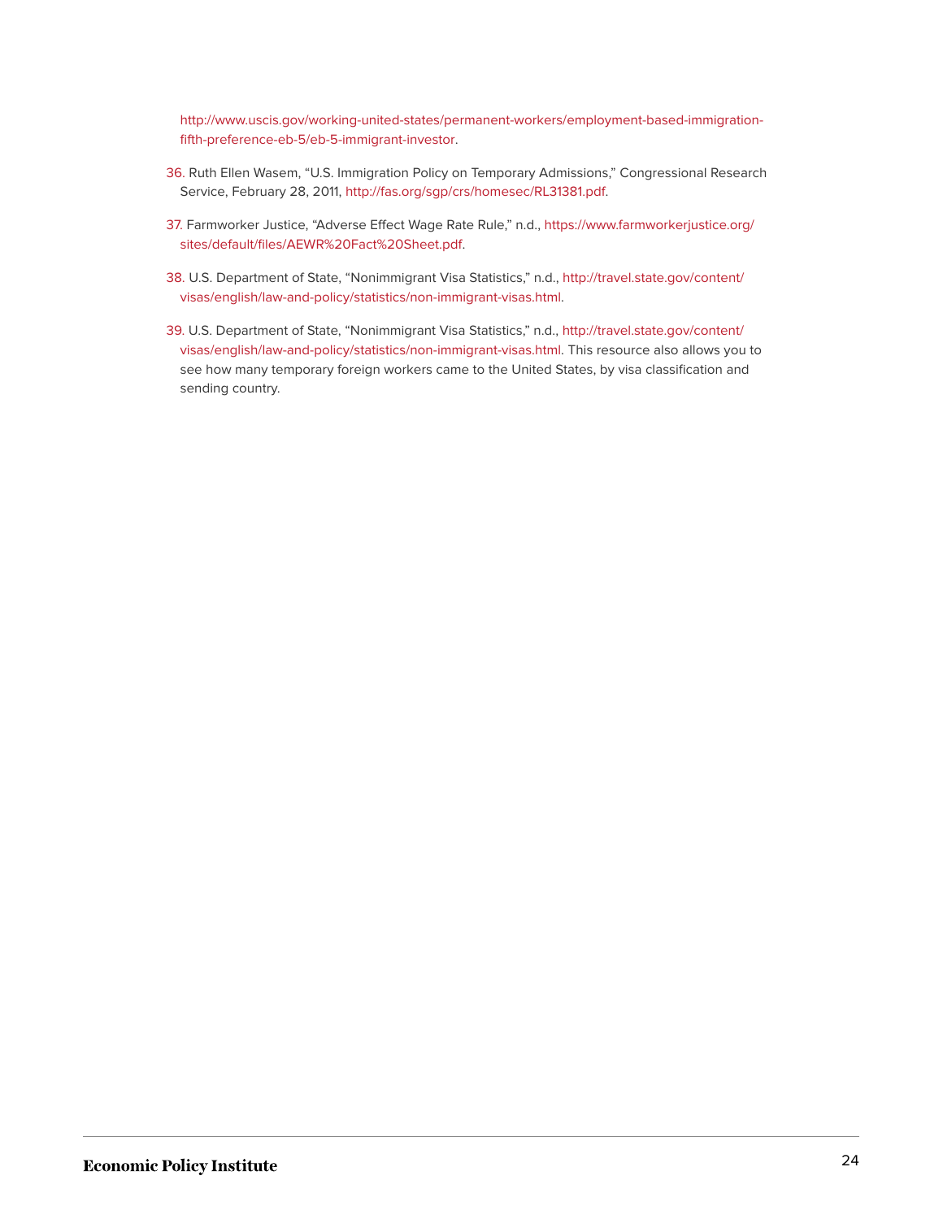http://www.uscis.gov/working-united-states/permanent-workers/employment-based-immigration-fifth-preference-eb-5/eb-5-immigrant-investor.

36. Ruth Ellen Wasem, "U.S. Immigration Policy on Temporary Admissions," Congressional Research Service, February 28, 2011, http://fas.org/sgp/crs/homesec/RL31381.pdf.

37. Farmworker Justice, "Adverse Effect Wage Rate Rule," n.d., https://www.farmworkerjustice.org/sites/default/files/AEWR%20Fact%20Sheet.pdf.

38. U.S. Department of State, "Nonimmigrant Visa Statistics," n.d., http://travel.state.gov/content/visas/english/law-and-policy/statistics/non-immigrant-visas.html.

39. U.S. Department of State, "Nonimmigrant Visa Statistics," n.d., http://travel.state.gov/content/visas/english/law-and-policy/statistics/non-immigrant-visas.html. This resource also allows you to see how many temporary foreign workers came to the United States, by visa classification and sending country.